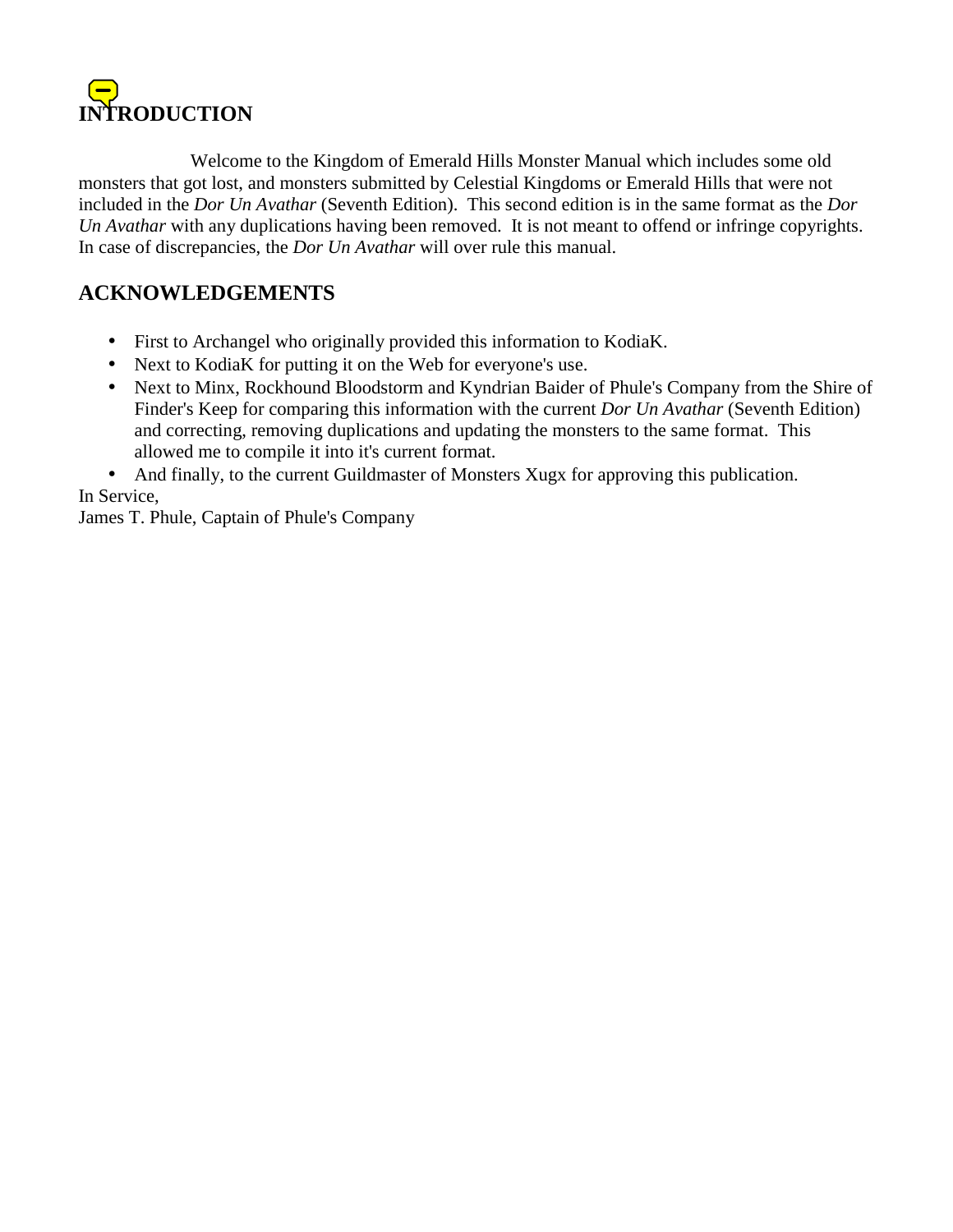# INTRODUCTION

Welcome to the Kingdom of Emerald Hills Monster Manual which includes some old monsters that got lost, and monsters submitted by Celestial Kingdoms or Emerald Hills that were not included in the *Dor Un Avathar* (Seventh Edition). This second edition is in the same format as the *Dor Un Avathar* with any duplications having been removed. It is not meant to offend or infringe copyrights. In case of discrepancies, the *Dor Un Avathar* will over rule this manual.

## ACKNOWLEDGEMENTS

- First to Archangel who originally provided this information to KodiaK.
- Next to KodiaK for putting it on the Web for everyone's use.
- Next to Minx, Rockhound Bloodstorm and Kyndrian Baider of Phule's Company from the Shire of Finder's Keep for comparing this information with the current *Dor Un Avathar* (Seventh Edition) and correcting, removing duplications and updating the monsters to the same format. This allowed me to compile it into it's current format.
- And finally, to the current Guildmaster of Monsters Xugx for approving this publication.

In Service,
James T. Phule, Captain of Phule's Company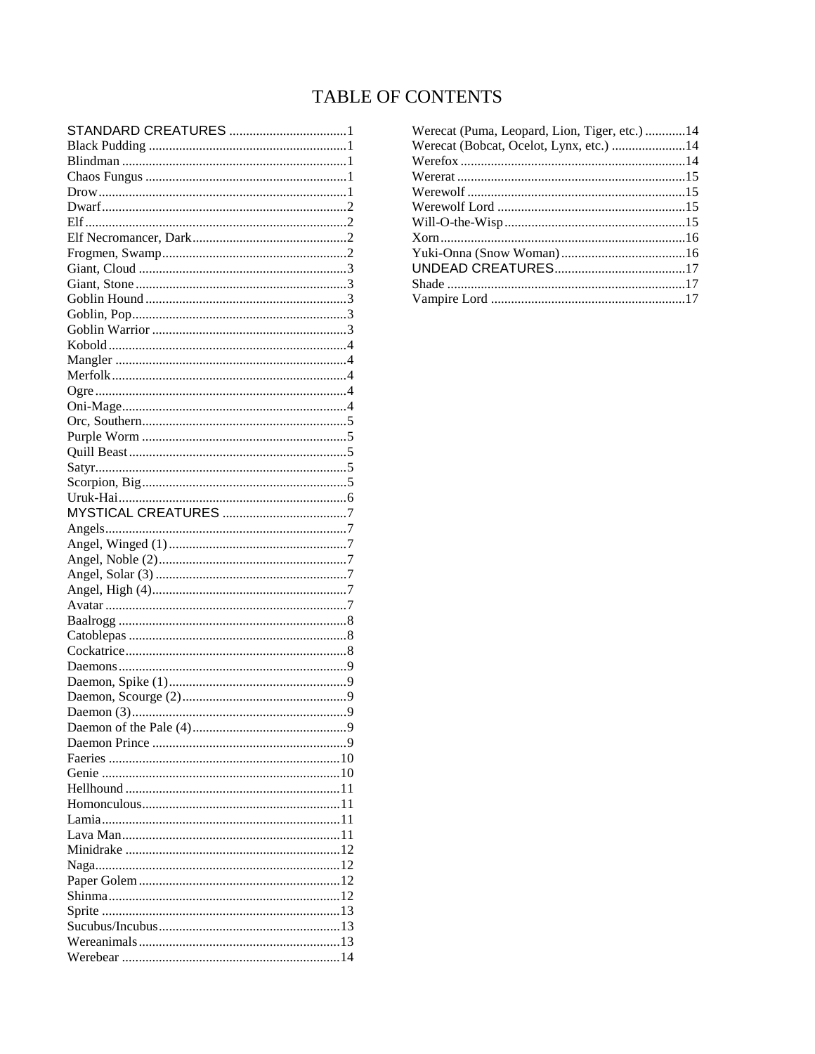# TABLE OF CONTENTS

STANDARD CREATURES .................................1
Black Pudding .........................................1
Blindman ................................................1
Chaos Fungus ..........................................1
Drow.......................................................1
Dwarf......................................................2
Elf ..........................................................2
Elf Necromancer, Dark ............................2
Frogmen, Swamp.....................................2
Giant, Cloud ............................................3
Giant, Stone ............................................3
Goblin Hound ..........................................3
Goblin, Pop..............................................3
Goblin Warrior ........................................3
Kobold ....................................................4
Mangler ..................................................4
Merfolk ...................................................4
Ogre ........................................................4
Oni-Mage.................................................4
Orc, Southern...........................................5
Purple Worm ...........................................5
Quill Beast ...............................................5
Satyr.........................................................5
Scorpion, Big...........................................5
Uruk-Hai..................................................6
MYSTICAL CREATURES .........................7
Angels......................................................7
Angel, Winged (1) ...................................7
Angel, Noble (2).......................................7
Angel, Solar (3) .......................................7
Angel, High (4).........................................7
Avatar ......................................................7
Baalrogg ..................................................8
Catoblepas ...............................................8
Cockatrice................................................8
Daemons..................................................9
Daemon, Spike (1)...................................9
Daemon, Scourge (2)...............................9
Daemon (3)..............................................9
Daemon of the Pale (4)............................9
Daemon Prince ........................................9
Faeries ....................................................10
Genie ......................................................10
Hellhound ...............................................11
Homonculous..........................................11
Lamia......................................................11
Lava Man................................................11
Minidrake ...............................................12
Naga........................................................12
Paper Golem ...........................................12
Shinma....................................................12
Sprite ......................................................13
Sucubus/Incubus.....................................13
Wereanimals...........................................13
Werebear ................................................14
Werecat (Puma, Leopard, Lion, Tiger, etc.) ...........14
Werecat (Bobcat, Ocelot, Lynx, etc.) .....................14
Werefox .................................................14
Wererat ..................................................15
Werewolf ................................................15
Werewolf Lord .......................................15
Will-O-the-Wisp.....................................15
Xorn........................................................16
Yuki-Onna (Snow Woman)....................16
UNDEAD CREATURES.........................17
Shade ......................................................17
Vampire Lord .........................................17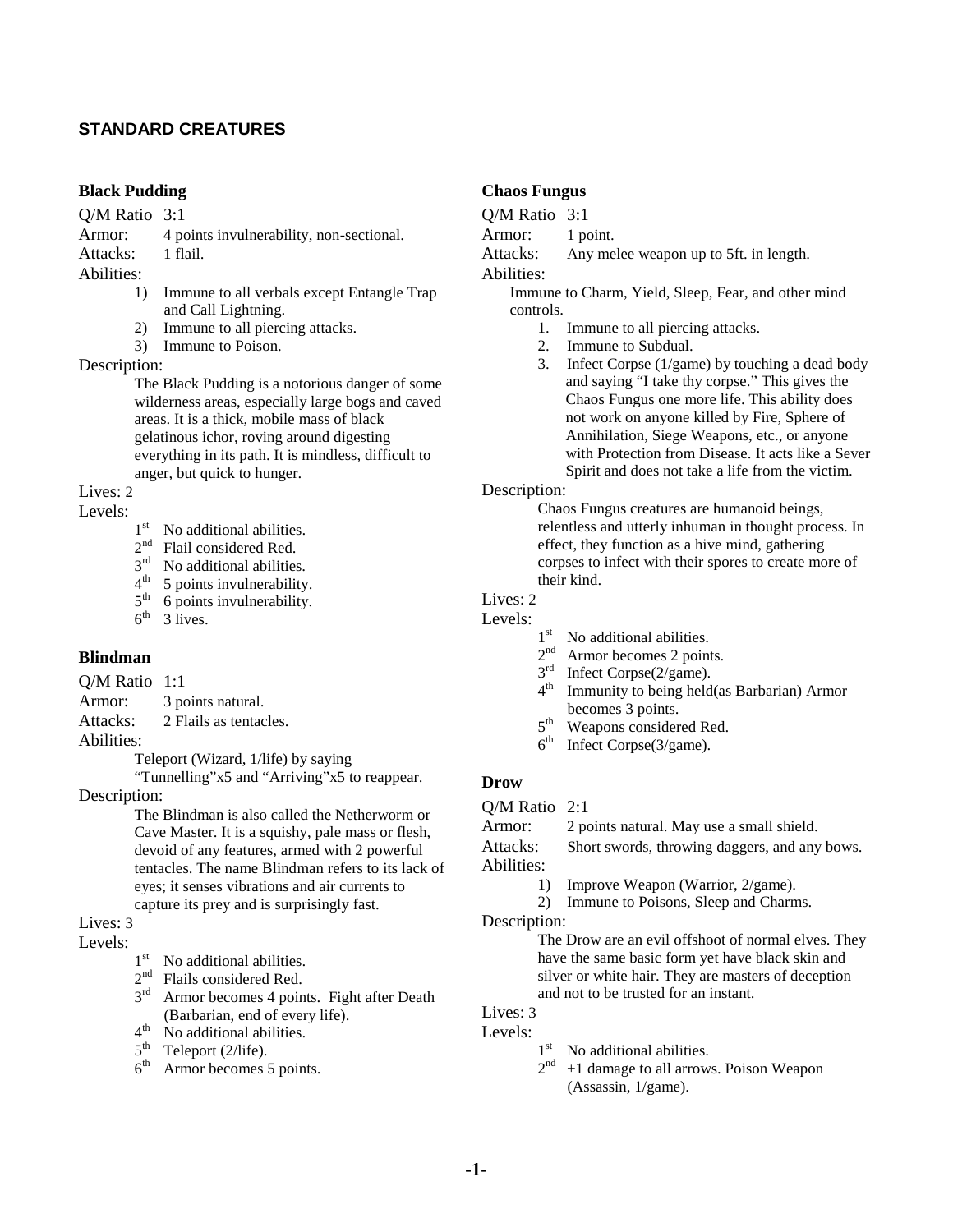## STANDARD CREATURES

### Black Pudding

Q/M Ratio 3:1

Armor: 4 points invulnerability, non-sectional.

Attacks: 1 flail.

Abilities:

1) Immune to all verbals except Entangle Trap and Call Lightning.
2) Immune to all piercing attacks.
3) Immune to Poison.

Description:

The Black Pudding is a notorious danger of some wilderness areas, especially large bogs and caved areas. It is a thick, mobile mass of black gelatinous ichor, roving around digesting everything in its path. It is mindless, difficult to anger, but quick to hunger.

Lives: 2

Levels:

- 1st No additional abilities.
- 2nd Flail considered Red.
- 3rd No additional abilities.
- 4th 5 points invulnerability.
- 5th 6 points invulnerability.
- 6th 3 lives.

### Blindman

Q/M Ratio 1:1

Armor: 3 points natural.

Attacks: 2 Flails as tentacles.

Abilities:

Teleport (Wizard, 1/life) by saying "Tunnelling"x5 and "Arriving"x5 to reappear.

Description:

The Blindman is also called the Netherworm or Cave Master. It is a squishy, pale mass or flesh, devoid of any features, armed with 2 powerful tentacles. The name Blindman refers to its lack of eyes; it senses vibrations and air currents to capture its prey and is surprisingly fast.

Lives: 3

Levels:

- 1st No additional abilities.
- 2nd Flails considered Red.
- 3rd Armor becomes 4 points. Fight after Death (Barbarian, end of every life).
- 4th No additional abilities.
- 5th Teleport (2/life).
- 6th Armor becomes 5 points.

### Chaos Fungus

Q/M Ratio 3:1

Armor: 1 point.

Attacks: Any melee weapon up to 5ft. in length.

Abilities:

Immune to Charm, Yield, Sleep, Fear, and other mind controls.

1. Immune to all piercing attacks.
2. Immune to Subdual.
3. Infect Corpse (1/game) by touching a dead body and saying "I take thy corpse." This gives the Chaos Fungus one more life. This ability does not work on anyone killed by Fire, Sphere of Annihilation, Siege Weapons, etc., or anyone with Protection from Disease. It acts like a Sever Spirit and does not take a life from the victim.

Description:

Chaos Fungus creatures are humanoid beings, relentless and utterly inhuman in thought process. In effect, they function as a hive mind, gathering corpses to infect with their spores to create more of their kind.

Lives: 2

Levels:

- 1st No additional abilities.
- 2nd Armor becomes 2 points.
- 3rd Infect Corpse(2/game).
- 4th Immunity to being held(as Barbarian) Armor becomes 3 points.
- 5th Weapons considered Red.
- 6th Infect Corpse(3/game).

### Drow

Q/M Ratio 2:1

Armor: 2 points natural. May use a small shield.

Attacks: Short swords, throwing daggers, and any bows.

Abilities:

1) Improve Weapon (Warrior, 2/game).
2) Immune to Poisons, Sleep and Charms.

Description:

The Drow are an evil offshoot of normal elves. They have the same basic form yet have black skin and silver or white hair. They are masters of deception and not to be trusted for an instant.

Lives: 3

Levels:

- 1st No additional abilities.
- 2nd +1 damage to all arrows. Poison Weapon (Assassin, 1/game).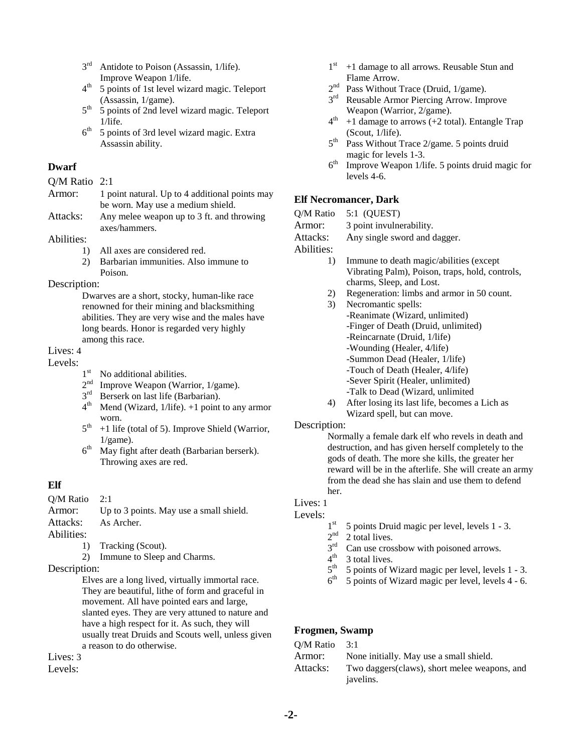3rd Antidote to Poison (Assassin, 1/life). Improve Weapon 1/life.
4th 5 points of 1st level wizard magic. Teleport (Assassin, 1/game).
5th 5 points of 2nd level wizard magic. Teleport 1/life.
6th 5 points of 3rd level wizard magic. Extra Assassin ability.

### Dwarf

Q/M Ratio 2:1
Armor: 1 point natural. Up to 4 additional points may be worn. May use a medium shield.
Attacks: Any melee weapon up to 3 ft. and throwing axes/hammers.

Abilities:

1) All axes are considered red.
2) Barbarian immunities. Also immune to Poison.

Description:

Dwarves are a short, stocky, human-like race renowned for their mining and blacksmithing abilities. They are very wise and the males have long beards. Honor is regarded very highly among this race.

Lives: 4

Levels:

1st No additional abilities.
2nd Improve Weapon (Warrior, 1/game).
3rd Berserk on last life (Barbarian).
4th Mend (Wizard, 1/life). +1 point to any armor worn.
5th +1 life (total of 5). Improve Shield (Warrior, 1/game).
6th May fight after death (Barbarian berserk). Throwing axes are red.

### Elf

Q/M Ratio 2:1
Armor: Up to 3 points. May use a small shield.
Attacks: As Archer.

Abilities:

1) Tracking (Scout).
2) Immune to Sleep and Charms.

Description:

Elves are a long lived, virtually immortal race. They are beautiful, lithe of form and graceful in movement. All have pointed ears and large, slanted eyes. They are very attuned to nature and have a high respect for it. As such, they will usually treat Druids and Scouts well, unless given a reason to do otherwise.

Lives: 3

Levels:

1st +1 damage to all arrows. Reusable Stun and Flame Arrow.
2nd Pass Without Trace (Druid, 1/game).
3rd Reusable Armor Piercing Arrow. Improve Weapon (Warrior, 2/game).
4th +1 damage to arrows (+2 total). Entangle Trap (Scout, 1/life).
5th Pass Without Trace 2/game. 5 points druid magic for levels 1-3.
6th Improve Weapon 1/life. 5 points druid magic for levels 4-6.

### Elf Necromancer, Dark

Q/M Ratio 5:1 (QUEST)
Armor: 3 point invulnerability.
Attacks: Any single sword and dagger.

Abilities:

1) Immune to death magic/abilities (except Vibrating Palm), Poison, traps, hold, controls, charms, Sleep, and Lost.
2) Regeneration: limbs and armor in 50 count.
3) Necromantic spells:
 -Reanimate (Wizard, unlimited)
 -Finger of Death (Druid, unlimited)
 -Reincarnate (Druid, 1/life)
 -Wounding (Healer, 4/life)
 -Summon Dead (Healer, 1/life)
 -Touch of Death (Healer, 4/life)
 -Sever Spirit (Healer, unlimited)
 -Talk to Dead (Wizard, unlimited
4) After losing its last life, becomes a Lich as Wizard spell, but can move.

Description:

Normally a female dark elf who revels in death and destruction, and has given herself completely to the gods of death. The more she kills, the greater her reward will be in the afterlife. She will create an army from the dead she has slain and use them to defend her.

Lives: 1

Levels:

1st 5 points Druid magic per level, levels 1 - 3.
2nd 2 total lives.
3rd Can use crossbow with poisoned arrows.
4th 3 total lives.
5th 5 points of Wizard magic per level, levels 1 - 3.
6th 5 points of Wizard magic per level, levels 4 - 6.

### Frogmen, Swamp

Q/M Ratio 3:1
Armor: None initially. May use a small shield.
Attacks: Two daggers(claws), short melee weapons, and javelins.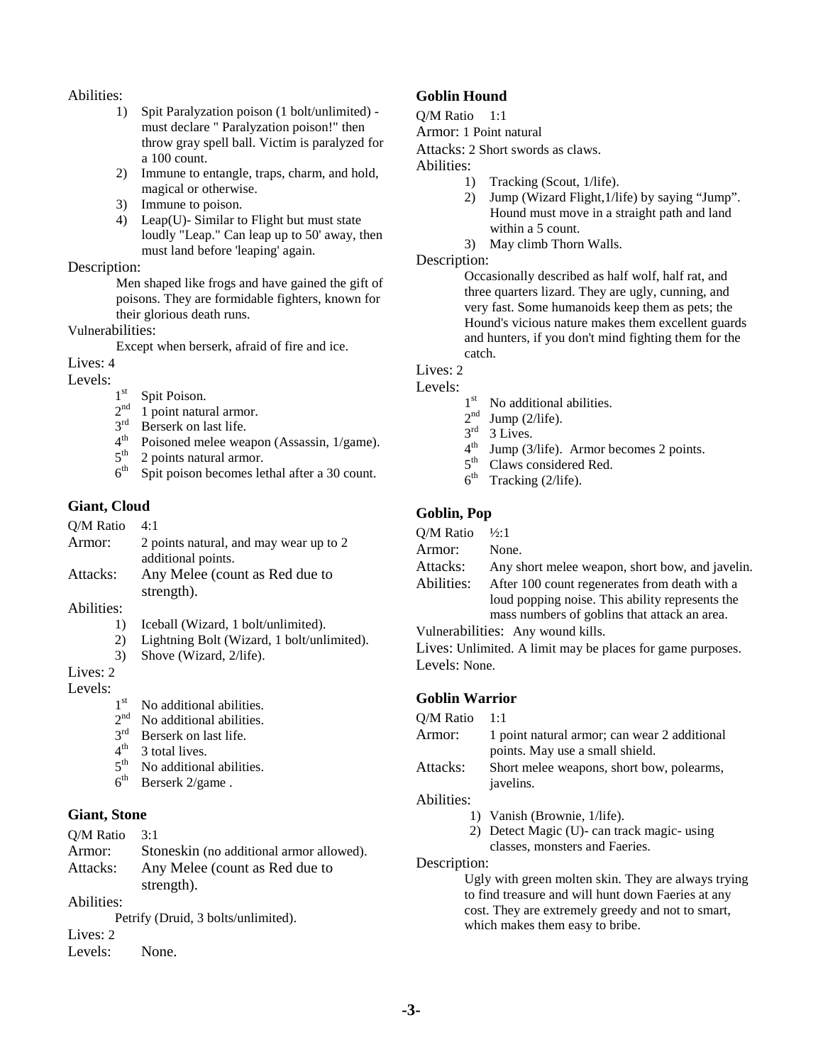Abilities:

1) Spit Paralyzation poison (1 bolt/unlimited) - must declare " Paralyzation poison!" then throw gray spell ball. Victim is paralyzed for a 100 count.
2) Immune to entangle, traps, charm, and hold, magical or otherwise.
3) Immune to poison.
4) Leap(U)- Similar to Flight but must state loudly "Leap." Can leap up to 50' away, then must land before 'leaping' again.

Description:

Men shaped like frogs and have gained the gift of poisons. They are formidable fighters, known for their glorious death runs.

Vulnerabilities:

Except when berserk, afraid of fire and ice.

Lives: 4

Levels:

- 1st Spit Poison.
- 2nd 1 point natural armor.
- 3rd Berserk on last life.
- 4th Poisoned melee weapon (Assassin, 1/game).
- 5th 2 points natural armor.
- 6th Spit poison becomes lethal after a 30 count.

### Giant, Cloud

Q/M Ratio 4:1

Armor: 2 points natural, and may wear up to 2 additional points.

Attacks: Any Melee (count as Red due to strength).

Abilities:

1) Iceball (Wizard, 1 bolt/unlimited).
2) Lightning Bolt (Wizard, 1 bolt/unlimited).
3) Shove (Wizard, 2/life).

Lives: 2

Levels:

- 1st No additional abilities.
- 2nd No additional abilities.
- 3rd Berserk on last life.
- 4th 3 total lives.
- 5th No additional abilities.
- 6th Berserk 2/game .

### Giant, Stone

Q/M Ratio 3:1

Armor: Stoneskin (no additional armor allowed).

Attacks: Any Melee (count as Red due to strength).

Abilities:

Petrify (Druid, 3 bolts/unlimited).

Lives: 2

Levels: None.

### Goblin Hound

Q/M Ratio 1:1

Armor: 1 Point natural

Attacks: 2 Short swords as claws.

Abilities:

1) Tracking (Scout, 1/life).
2) Jump (Wizard Flight,1/life) by saying "Jump". Hound must move in a straight path and land within a 5 count.
3) May climb Thorn Walls.

Description:

Occasionally described as half wolf, half rat, and three quarters lizard. They are ugly, cunning, and very fast. Some humanoids keep them as pets; the Hound's vicious nature makes them excellent guards and hunters, if you don't mind fighting them for the catch.

Lives: 2

Levels:

- 1st No additional abilities.
- 2nd Jump (2/life).
- 3rd 3 Lives.
- 4th Jump (3/life). Armor becomes 2 points.
- 5th Claws considered Red.
- 6th Tracking (2/life).

### Goblin, Pop

Q/M Ratio ½:1

Armor: None.

Attacks: Any short melee weapon, short bow, and javelin.

Abilities: After 100 count regenerates from death with a loud popping noise. This ability represents the mass numbers of goblins that attack an area.

Vulnerabilities: Any wound kills.

Lives: Unlimited. A limit may be places for game purposes.

Levels: None.

### Goblin Warrior

Q/M Ratio 1:1

Armor: 1 point natural armor; can wear 2 additional points. May use a small shield.

Attacks: Short melee weapons, short bow, polearms, javelins.

Abilities:

1) Vanish (Brownie, 1/life).
2) Detect Magic (U)- can track magic- using classes, monsters and Faeries.

Description:

Ugly with green molten skin. They are always trying to find treasure and will hunt down Faeries at any cost. They are extremely greedy and not to smart, which makes them easy to bribe.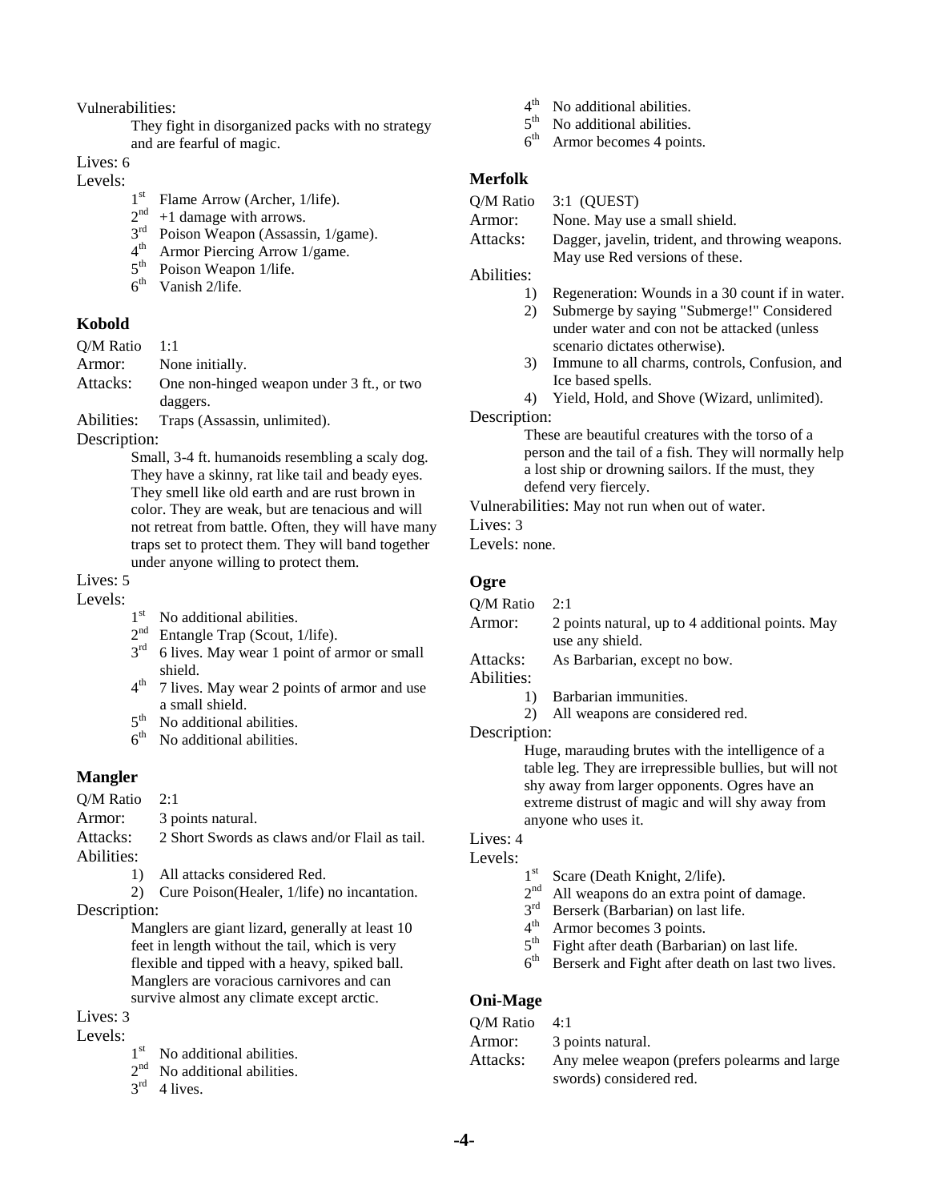Vulnerabilities:

They fight in disorganized packs with no strategy and are fearful of magic.

Lives: 6

Levels:

- 1st Flame Arrow (Archer, 1/life).
- 2nd +1 damage with arrows.
- 3rd Poison Weapon (Assassin, 1/game).
- 4th Armor Piercing Arrow 1/game.
- 5th Poison Weapon 1/life.
- 6th Vanish 2/life.

### Kobold

Q/M Ratio 1:1

Armor: None initially.

Attacks: One non-hinged weapon under 3 ft., or two daggers.

Abilities: Traps (Assassin, unlimited).

Description:

Small, 3-4 ft. humanoids resembling a scaly dog. They have a skinny, rat like tail and beady eyes. They smell like old earth and are rust brown in color. They are weak, but are tenacious and will not retreat from battle. Often, they will have many traps set to protect them. They will band together under anyone willing to protect them.

Lives: 5

Levels:

- 1st No additional abilities.
- 2nd Entangle Trap (Scout, 1/life).
- 3rd 6 lives. May wear 1 point of armor or small shield.
- 4th 7 lives. May wear 2 points of armor and use a small shield.
- 5th No additional abilities.
- 6th No additional abilities.

### Mangler

Q/M Ratio 2:1

Armor: 3 points natural.

Attacks: 2 Short Swords as claws and/or Flail as tail.

Abilities:

1) All attacks considered Red.
2) Cure Poison(Healer, 1/life) no incantation.

Description:

Manglers are giant lizard, generally at least 10 feet in length without the tail, which is very flexible and tipped with a heavy, spiked ball. Manglers are voracious carnivores and can survive almost any climate except arctic.

Lives: 3

Levels:

- 1st No additional abilities.
- 2nd No additional abilities.
- 3rd 4 lives.
- 4th No additional abilities.
- 5th No additional abilities.
- 6th Armor becomes 4 points.

### Merfolk

Q/M Ratio 3:1 (QUEST)

Armor: None. May use a small shield.

Attacks: Dagger, javelin, trident, and throwing weapons. May use Red versions of these.

Abilities:

1) Regeneration: Wounds in a 30 count if in water.
2) Submerge by saying "Submerge!" Considered under water and con not be attacked (unless scenario dictates otherwise).
3) Immune to all charms, controls, Confusion, and Ice based spells.
4) Yield, Hold, and Shove (Wizard, unlimited).

Description:

These are beautiful creatures with the torso of a person and the tail of a fish. They will normally help a lost ship or drowning sailors. If the must, they defend very fiercely.

Vulnerabilities: May not run when out of water.

Lives: 3

Levels: none.

### Ogre

Q/M Ratio 2:1

Armor: 2 points natural, up to 4 additional points. May use any shield.

Attacks: As Barbarian, except no bow.

Abilities:

1) Barbarian immunities.
2) All weapons are considered red.

Description:

Huge, marauding brutes with the intelligence of a table leg. They are irrepressible bullies, but will not shy away from larger opponents. Ogres have an extreme distrust of magic and will shy away from anyone who uses it.

Lives: 4

Levels:

- 1st Scare (Death Knight, 2/life).
- 2nd All weapons do an extra point of damage.
- 3rd Berserk (Barbarian) on last life.
- 4th Armor becomes 3 points.
- 5th Fight after death (Barbarian) on last life.
- 6th Berserk and Fight after death on last two lives.

### Oni-Mage

Q/M Ratio 4:1

Armor: 3 points natural.

Attacks: Any melee weapon (prefers polearms and large swords) considered red.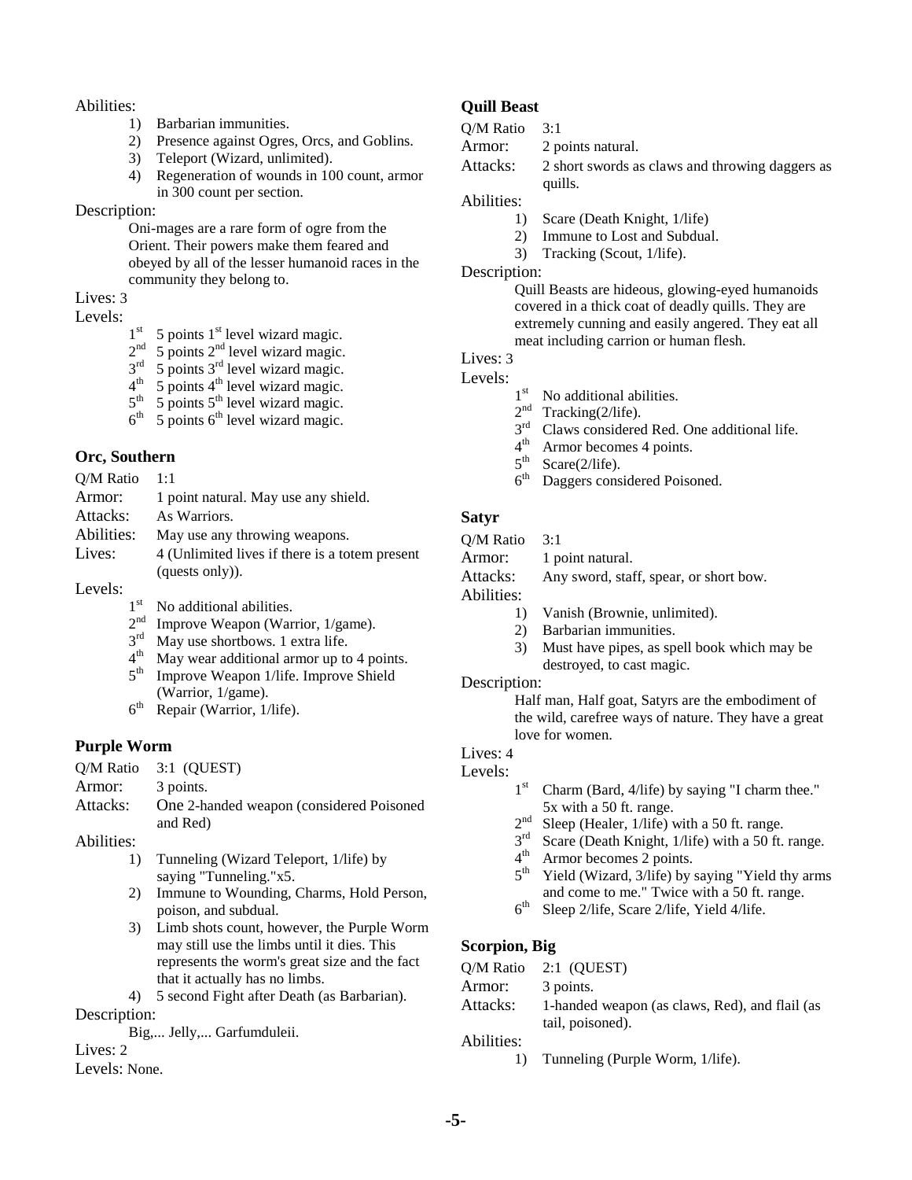Abilities:

1) Barbarian immunities.
2) Presence against Ogres, Orcs, and Goblins.
3) Teleport (Wizard, unlimited).
4) Regeneration of wounds in 100 count, armor in 300 count per section.

Description:

Oni-mages are a rare form of ogre from the Orient. Their powers make them feared and obeyed by all of the lesser humanoid races in the community they belong to.

Lives: 3

Levels:

- 1st 5 points 1st level wizard magic.
- 2nd 5 points 2nd level wizard magic.
- 3rd 5 points 3rd level wizard magic.
- 4th 5 points 4th level wizard magic.
- 5th 5 points 5th level wizard magic.
- 6th 5 points 6th level wizard magic.

### Orc, Southern

Q/M Ratio 1:1

Armor: 1 point natural. May use any shield.

Attacks: As Warriors.

Abilities: May use any throwing weapons.

Lives: 4 (Unlimited lives if there is a totem present (quests only)).

Levels:

- 1st No additional abilities.
- 2nd Improve Weapon (Warrior, 1/game).
- 3rd May use shortbows. 1 extra life.
- 4th May wear additional armor up to 4 points.
- 5th Improve Weapon 1/life. Improve Shield (Warrior, 1/game).
- 6th Repair (Warrior, 1/life).

### Purple Worm

Q/M Ratio 3:1 (QUEST)

Armor: 3 points.

Attacks: One 2-handed weapon (considered Poisoned and Red)

Abilities:

1) Tunneling (Wizard Teleport, 1/life) by saying "Tunneling."x5.
2) Immune to Wounding, Charms, Hold Person, poison, and subdual.
3) Limb shots count, however, the Purple Worm may still use the limbs until it dies. This represents the worm's great size and the fact that it actually has no limbs.
4) 5 second Fight after Death (as Barbarian).

Description:

Big,... Jelly,... Garfumduleii.

Lives: 2

Levels: None.

### Quill Beast

Q/M Ratio 3:1

Armor: 2 points natural.

Attacks: 2 short swords as claws and throwing daggers as quills.

Abilities:

1) Scare (Death Knight, 1/life)
2) Immune to Lost and Subdual.
3) Tracking (Scout, 1/life).

Description:

Quill Beasts are hideous, glowing-eyed humanoids covered in a thick coat of deadly quills. They are extremely cunning and easily angered. They eat all meat including carrion or human flesh.

Lives: 3

Levels:

- 1st No additional abilities.
- 2nd Tracking(2/life).
- 3rd Claws considered Red. One additional life.
- 4th Armor becomes 4 points.
- 5th Scare(2/life).
- 6th Daggers considered Poisoned.

### Satyr

Q/M Ratio 3:1

Armor: 1 point natural.

Attacks: Any sword, staff, spear, or short bow.

Abilities:

1) Vanish (Brownie, unlimited).
2) Barbarian immunities.
3) Must have pipes, as spell book which may be destroyed, to cast magic.

Description:

Half man, Half goat, Satyrs are the embodiment of the wild, carefree ways of nature. They have a great love for women.

Lives: 4

Levels:

- 1st Charm (Bard, 4/life) by saying "I charm thee." 5x with a 50 ft. range.
- 2nd Sleep (Healer, 1/life) with a 50 ft. range.
- 3rd Scare (Death Knight, 1/life) with a 50 ft. range.
- 4th Armor becomes 2 points.
- 5th Yield (Wizard, 3/life) by saying "Yield thy arms and come to me." Twice with a 50 ft. range.
- 6th Sleep 2/life, Scare 2/life, Yield 4/life.

### Scorpion, Big

Q/M Ratio 2:1 (QUEST)

Armor: 3 points.

Attacks: 1-handed weapon (as claws, Red), and flail (as tail, poisoned).

Abilities:

1) Tunneling (Purple Worm, 1/life).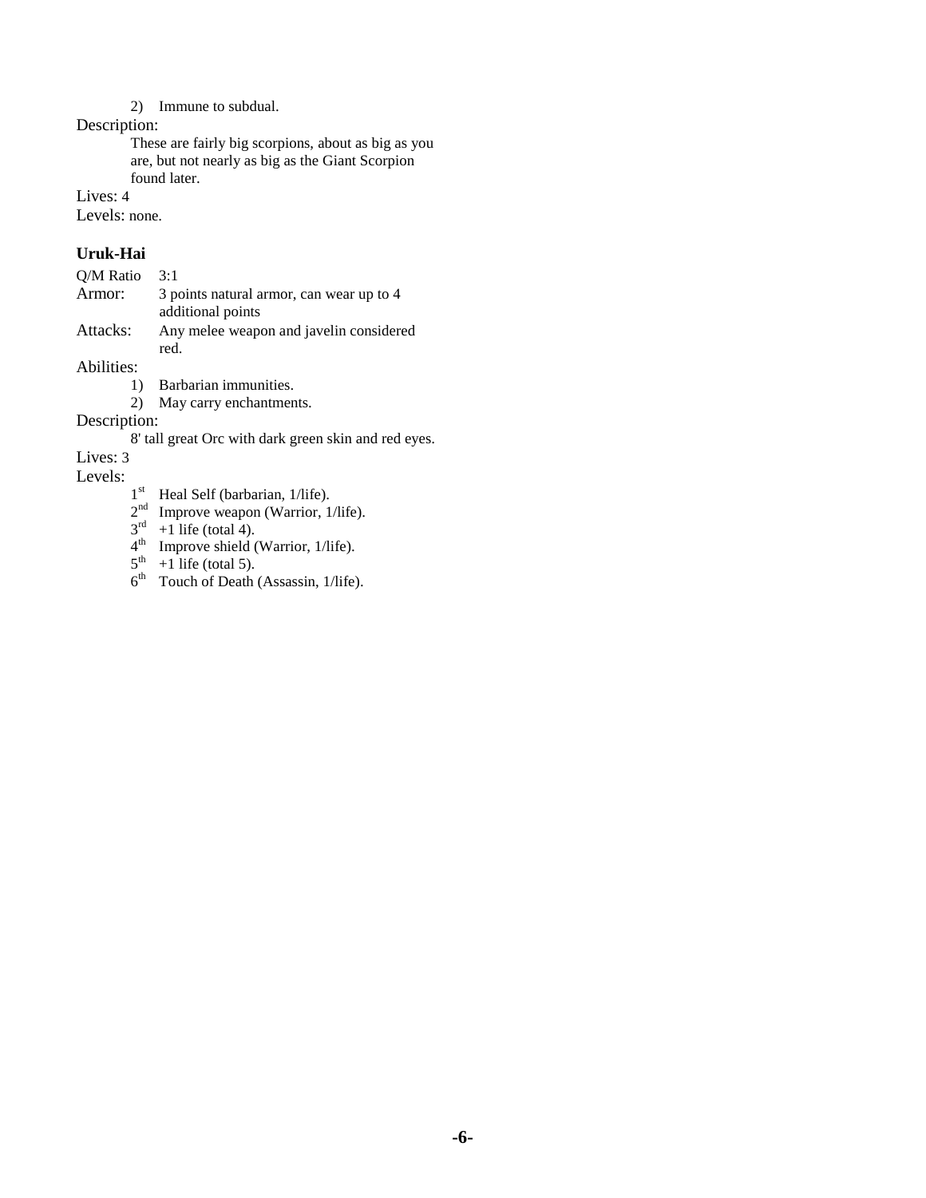2) Immune to subdual.

Description:

These are fairly big scorpions, about as big as you are, but not nearly as big as the Giant Scorpion found later.

Lives: 4

Levels: none.

**Uruk-Hai**

Q/M Ratio 3:1

Armor: 3 points natural armor, can wear up to 4 additional points

Attacks: Any melee weapon and javelin considered red.

Abilities:

1) Barbarian immunities.
2) May carry enchantments.

Description:

8' tall great Orc with dark green skin and red eyes.

Lives: 3

Levels:

- 1st Heal Self (barbarian, 1/life).
- 2nd Improve weapon (Warrior, 1/life).
- 3rd +1 life (total 4).
- 4th Improve shield (Warrior, 1/life).
- 5th +1 life (total 5).
- 6th Touch of Death (Assassin, 1/life).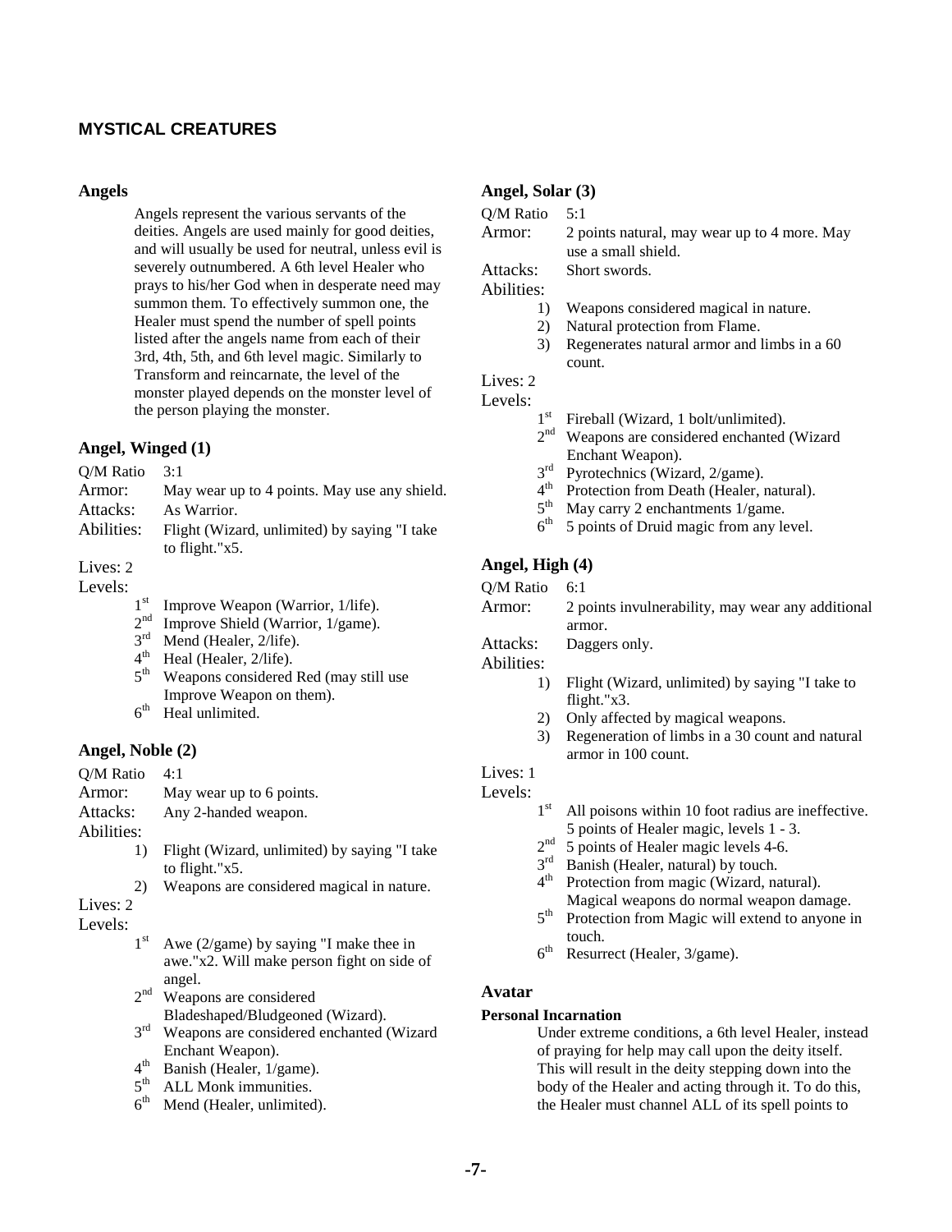## MYSTICAL CREATURES

### Angels

Angels represent the various servants of the deities. Angels are used mainly for good deities, and will usually be used for neutral, unless evil is severely outnumbered. A 6th level Healer who prays to his/her God when in desperate need may summon them. To effectively summon one, the Healer must spend the number of spell points listed after the angels name from each of their 3rd, 4th, 5th, and 6th level magic. Similarly to Transform and reincarnate, the level of the monster played depends on the monster level of the person playing the monster.

### Angel, Winged (1)

Q/M Ratio: 3:1
Armor: May wear up to 4 points. May use any shield.
Attacks: As Warrior.
Abilities: Flight (Wizard, unlimited) by saying "I take to flight."x5.

Lives: 2

Levels:
- 1st Improve Weapon (Warrior, 1/life).
- 2nd Improve Shield (Warrior, 1/game).
- 3rd Mend (Healer, 2/life).
- 4th Heal (Healer, 2/life).
- 5th Weapons considered Red (may still use Improve Weapon on them).
- 6th Heal unlimited.

### Angel, Noble (2)

Q/M Ratio: 4:1
Armor: May wear up to 6 points.
Attacks: Any 2-handed weapon.
Abilities:
1) Flight (Wizard, unlimited) by saying "I take to flight."x5.
2) Weapons are considered magical in nature.

Lives: 2

Levels:
- 1st Awe (2/game) by saying "I make thee in awe."x2. Will make person fight on side of angel.
- 2nd Weapons are considered Bladeshaped/Bludgeoned (Wizard).
- 3rd Weapons are considered enchanted (Wizard Enchant Weapon).
- 4th Banish (Healer, 1/game).
- 5th ALL Monk immunities.
- 6th Mend (Healer, unlimited).

### Angel, Solar (3)

Q/M Ratio: 5:1
Armor: 2 points natural, may wear up to 4 more. May use a small shield.
Attacks: Short swords.
Abilities:
1) Weapons considered magical in nature.
2) Natural protection from Flame.
3) Regenerates natural armor and limbs in a 60 count.

Lives: 2

Levels:
- 1st Fireball (Wizard, 1 bolt/unlimited).
- 2nd Weapons are considered enchanted (Wizard Enchant Weapon).
- 3rd Pyrotechnics (Wizard, 2/game).
- 4th Protection from Death (Healer, natural).
- 5th May carry 2 enchantments 1/game.
- 6th 5 points of Druid magic from any level.

### Angel, High (4)

Q/M Ratio: 6:1
Armor: 2 points invulnerability, may wear any additional armor.
Attacks: Daggers only.
Abilities:
1) Flight (Wizard, unlimited) by saying "I take to flight."x3.
2) Only affected by magical weapons.
3) Regeneration of limbs in a 30 count and natural armor in 100 count.

Lives: 1

Levels:
- 1st All poisons within 10 foot radius are ineffective. 5 points of Healer magic, levels 1 - 3.
- 2nd 5 points of Healer magic levels 4-6.
- 3rd Banish (Healer, natural) by touch.
- 4th Protection from magic (Wizard, natural). Magical weapons do normal weapon damage.
- 5th Protection from Magic will extend to anyone in touch.
- 6th Resurrect (Healer, 3/game).

### Avatar

**Personal Incarnation**

Under extreme conditions, a 6th level Healer, instead of praying for help may call upon the deity itself. This will result in the deity stepping down into the body of the Healer and acting through it. To do this, the Healer must channel ALL of its spell points to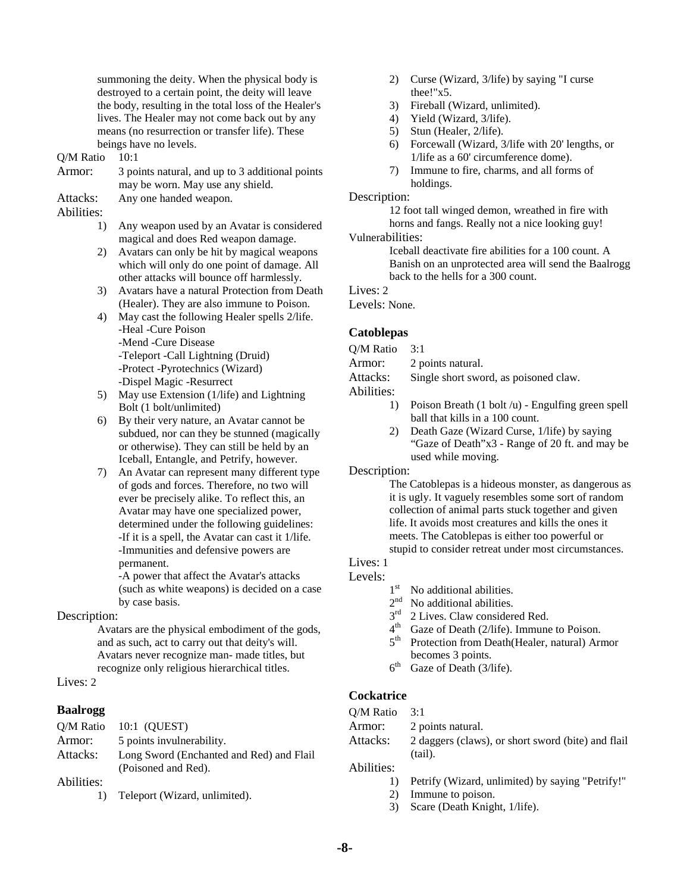summoning the deity. When the physical body is destroyed to a certain point, the deity will leave the body, resulting in the total loss of the Healer's lives. The Healer may not come back out by any means (no resurrection or transfer life). These beings have no levels.

Q/M Ratio 10:1

Armor: 3 points natural, and up to 3 additional points may be worn. May use any shield.

Attacks: Any one handed weapon.

Abilities:

1) Any weapon used by an Avatar is considered magical and does Red weapon damage.
2) Avatars can only be hit by magical weapons which will only do one point of damage. All other attacks will bounce off harmlessly.
3) Avatars have a natural Protection from Death (Healer). They are also immune to Poison.
4) May cast the following Healer spells 2/life.
   -Heal -Cure Poison
   -Mend -Cure Disease
   -Teleport -Call Lightning (Druid)
   -Protect -Pyrotechnics (Wizard)
   -Dispel Magic -Resurrect
5) May use Extension (1/life) and Lightning Bolt (1 bolt/unlimited)
6) By their very nature, an Avatar cannot be subdued, nor can they be stunned (magically or otherwise). They can still be held by an Iceball, Entangle, and Petrify, however.
7) An Avatar can represent many different type of gods and forces. Therefore, no two will ever be precisely alike. To reflect this, an Avatar may have one specialized power, determined under the following guidelines:
   -If it is a spell, the Avatar can cast it 1/life.
   -Immunities and defensive powers are permanent.
   -A power that affect the Avatar's attacks (such as white weapons) is decided on a case by case basis.

Description:

Avatars are the physical embodiment of the gods, and as such, act to carry out that deity's will. Avatars never recognize man- made titles, but recognize only religious hierarchical titles.

Lives: 2

### Baalrogg

Q/M Ratio 10:1 (QUEST)

Armor: 5 points invulnerability.

Attacks: Long Sword (Enchanted and Red) and Flail (Poisoned and Red).

Abilities:

1) Teleport (Wizard, unlimited).
2) Curse (Wizard, 3/life) by saying "I curse thee!"x5.
3) Fireball (Wizard, unlimited).
4) Yield (Wizard, 3/life).
5) Stun (Healer, 2/life).
6) Forcewall (Wizard, 3/life with 20' lengths, or 1/life as a 60' circumference dome).
7) Immune to fire, charms, and all forms of holdings.

Description:

12 foot tall winged demon, wreathed in fire with horns and fangs. Really not a nice looking guy!

Vulnerabilities:

Iceball deactivate fire abilities for a 100 count. A Banish on an unprotected area will send the Baalrogg back to the hells for a 300 count.

Lives: 2

Levels: None.

### Catoblepas

Q/M Ratio 3:1

Armor: 2 points natural.

Attacks: Single short sword, as poisoned claw.

Abilities:

1) Poison Breath (1 bolt /u) - Engulfing green spell ball that kills in a 100 count.
2) Death Gaze (Wizard Curse, 1/life) by saying "Gaze of Death"x3 - Range of 20 ft. and may be used while moving.

Description:

The Catoblepas is a hideous monster, as dangerous as it is ugly. It vaguely resembles some sort of random collection of animal parts stuck together and given life. It avoids most creatures and kills the ones it meets. The Catoblepas is either too powerful or stupid to consider retreat under most circumstances.

Lives: 1

Levels:

- 1st No additional abilities.
- 2nd No additional abilities.
- 3rd 2 Lives. Claw considered Red.
- 4th Gaze of Death (2/life). Immune to Poison.
- 5th Protection from Death(Healer, natural) Armor becomes 3 points.
- 6th Gaze of Death (3/life).

### Cockatrice

Q/M Ratio 3:1

Armor: 2 points natural.

Attacks: 2 daggers (claws), or short sword (bite) and flail (tail).

Abilities:

1) Petrify (Wizard, unlimited) by saying "Petrify!"
2) Immune to poison.
3) Scare (Death Knight, 1/life).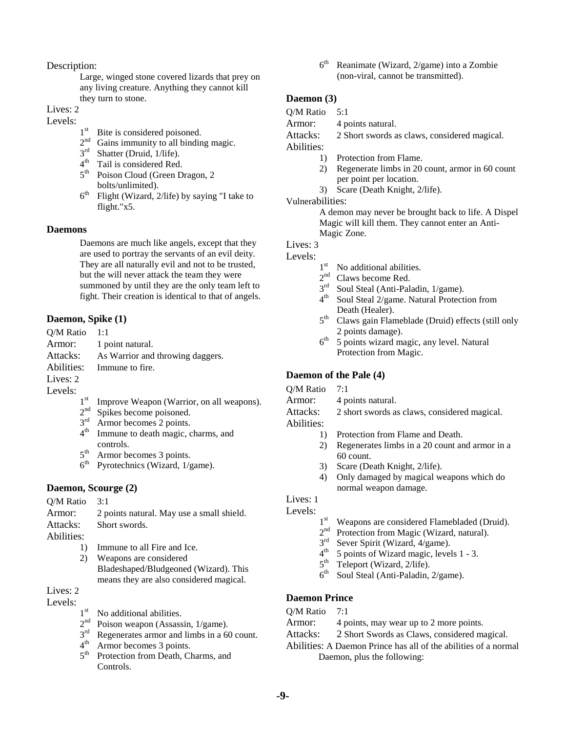Description:

Large, winged stone covered lizards that prey on any living creature. Anything they cannot kill they turn to stone.

Lives: 2

Levels:

- 1st Bite is considered poisoned.
- 2nd Gains immunity to all binding magic.
- 3rd Shatter (Druid, 1/life).
- 4th Tail is considered Red.
- 5th Poison Cloud (Green Dragon, 2 bolts/unlimited).
- 6th Flight (Wizard, 2/life) by saying "I take to flight."x5.

### Daemons

Daemons are much like angels, except that they are used to portray the servants of an evil deity. They are all naturally evil and not to be trusted, but the will never attack the team they were summoned by until they are the only team left to fight. Their creation is identical to that of angels.

### Daemon, Spike (1)

Q/M Ratio 1:1

Armor: 1 point natural.

Attacks: As Warrior and throwing daggers.

Abilities: Immune to fire.

Lives: 2

Levels:

- 1st Improve Weapon (Warrior, on all weapons).
- 2nd Spikes become poisoned.
- 3rd Armor becomes 2 points.
- 4th Immune to death magic, charms, and controls.
- 5th Armor becomes 3 points.
- 6th Pyrotechnics (Wizard, 1/game).

### Daemon, Scourge (2)

Q/M Ratio 3:1

Armor: 2 points natural. May use a small shield.

Attacks: Short swords.

Abilities:

1) Immune to all Fire and Ice.
2) Weapons are considered Bladeshaped/Bludgeoned (Wizard). This means they are also considered magical.

Lives: 2

Levels:

- 1st No additional abilities.
- 2nd Poison weapon (Assassin, 1/game).
- 3rd Regenerates armor and limbs in a 60 count.
- 4th Armor becomes 3 points.
- 5th Protection from Death, Charms, and Controls.
- 6th Reanimate (Wizard, 2/game) into a Zombie (non-viral, cannot be transmitted).

### Daemon (3)

Q/M Ratio 5:1

Armor: 4 points natural.

Attacks: 2 Short swords as claws, considered magical.

Abilities:

1) Protection from Flame.
2) Regenerate limbs in 20 count, armor in 60 count per point per location.
3) Scare (Death Knight, 2/life).

Vulnerabilities:

A demon may never be brought back to life. A Dispel Magic will kill them. They cannot enter an Anti-Magic Zone.

Lives: 3

Levels:

- 1st No additional abilities.
- 2nd Claws become Red.
- 3rd Soul Steal (Anti-Paladin, 1/game).
- 4th Soul Steal 2/game. Natural Protection from Death (Healer).
- 5th Claws gain Flameblade (Druid) effects (still only 2 points damage).
- 6th 5 points wizard magic, any level. Natural Protection from Magic.

### Daemon of the Pale (4)

Q/M Ratio 7:1

Armor: 4 points natural.

Attacks: 2 short swords as claws, considered magical.

Abilities:

1) Protection from Flame and Death.
2) Regenerates limbs in a 20 count and armor in a 60 count.
3) Scare (Death Knight, 2/life).
4) Only damaged by magical weapons which do normal weapon damage.

Lives: 1

Levels:

- 1st Weapons are considered Flamebladed (Druid).
- 2nd Protection from Magic (Wizard, natural).
- 3rd Sever Spirit (Wizard, 4/game).
- 4th 5 points of Wizard magic, levels 1 - 3.
- 5th Teleport (Wizard, 2/life).
- 6th Soul Steal (Anti-Paladin, 2/game).

### Daemon Prince

Q/M Ratio 7:1

Armor: 4 points, may wear up to 2 more points.

Attacks: 2 Short Swords as Claws, considered magical.

Abilities: A Daemon Prince has all of the abilities of a normal Daemon, plus the following: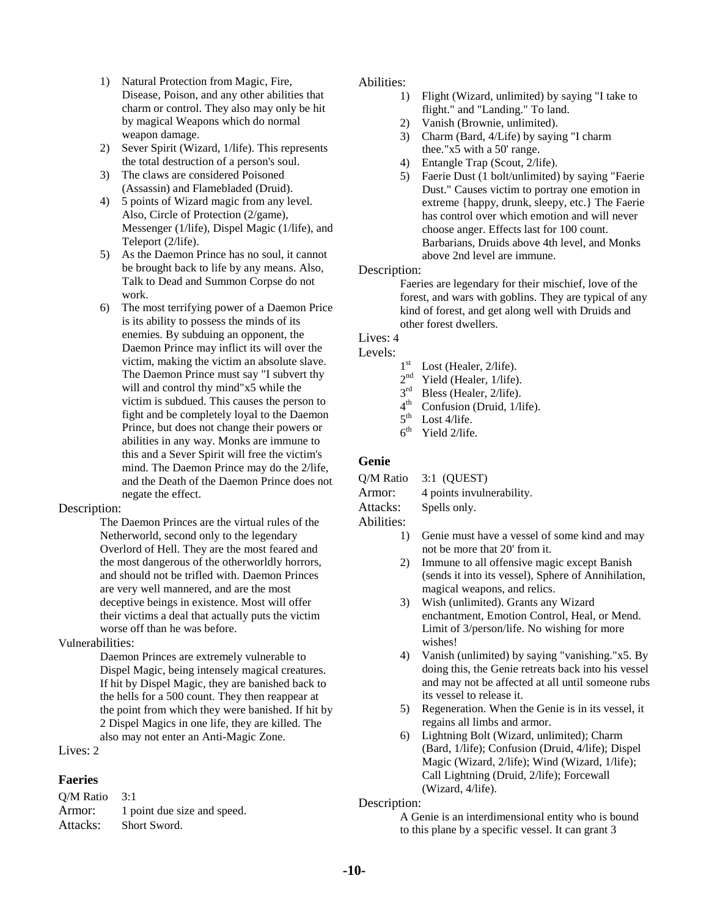1) Natural Protection from Magic, Fire, Disease, Poison, and any other abilities that charm or control. They also may only be hit by magical Weapons which do normal weapon damage.
2) Sever Spirit (Wizard, 1/life). This represents the total destruction of a person's soul.
3) The claws are considered Poisoned (Assassin) and Flamebladed (Druid).
4) 5 points of Wizard magic from any level. Also, Circle of Protection (2/game), Messenger (1/life), Dispel Magic (1/life), and Teleport (2/life).
5) As the Daemon Prince has no soul, it cannot be brought back to life by any means. Also, Talk to Dead and Summon Corpse do not work.
6) The most terrifying power of a Daemon Price is its ability to possess the minds of its enemies. By subduing an opponent, the Daemon Prince may inflict its will over the victim, making the victim an absolute slave. The Daemon Prince must say "I subvert thy will and control thy mind"x5 while the victim is subdued. This causes the person to fight and be completely loyal to the Daemon Prince, but does not change their powers or abilities in any way. Monks are immune to this and a Sever Spirit will free the victim's mind. The Daemon Prince may do the 2/life, and the Death of the Daemon Prince does not negate the effect.

Description:

The Daemon Princes are the virtual rules of the Netherworld, second only to the legendary Overlord of Hell. They are the most feared and the most dangerous of the otherworldly horrors, and should not be trifled with. Daemon Princes are very well mannered, and are the most deceptive beings in existence. Most will offer their victims a deal that actually puts the victim worse off than he was before.

Vulnerabilities:

Daemon Princes are extremely vulnerable to Dispel Magic, being intensely magical creatures. If hit by Dispel Magic, they are banished back to the hells for a 500 count. They then reappear at the point from which they were banished. If hit by 2 Dispel Magics in one life, they are killed. The also may not enter an Anti-Magic Zone.

Lives: 2

### Faeries

Q/M Ratio 3:1
Armor: 1 point due size and speed.
Attacks: Short Sword.

Abilities:

1) Flight (Wizard, unlimited) by saying "I take to flight." and "Landing." To land.
2) Vanish (Brownie, unlimited).
3) Charm (Bard, 4/Life) by saying "I charm thee."x5 with a 50' range.
4) Entangle Trap (Scout, 2/life).
5) Faerie Dust (1 bolt/unlimited) by saying "Faerie Dust." Causes victim to portray one emotion in extreme {happy, drunk, sleepy, etc.} The Faerie has control over which emotion and will never choose anger. Effects last for 100 count. Barbarians, Druids above 4th level, and Monks above 2nd level are immune.

Description:

Faeries are legendary for their mischief, love of the forest, and wars with goblins. They are typical of any kind of forest, and get along well with Druids and other forest dwellers.

Lives: 4

Levels:

1st Lost (Healer, 2/life).
2nd Yield (Healer, 1/life).
3rd Bless (Healer, 2/life).
4th Confusion (Druid, 1/life).
5th Lost 4/life.
6th Yield 2/life.

### Genie

Q/M Ratio 3:1 (QUEST)
Armor: 4 points invulnerability.
Attacks: Spells only.

Abilities:

1) Genie must have a vessel of some kind and may not be more that 20' from it.
2) Immune to all offensive magic except Banish (sends it into its vessel), Sphere of Annihilation, magical weapons, and relics.
3) Wish (unlimited). Grants any Wizard enchantment, Emotion Control, Heal, or Mend. Limit of 3/person/life. No wishing for more wishes!
4) Vanish (unlimited) by saying "vanishing."x5. By doing this, the Genie retreats back into his vessel and may not be affected at all until someone rubs its vessel to release it.
5) Regeneration. When the Genie is in its vessel, it regains all limbs and armor.
6) Lightning Bolt (Wizard, unlimited); Charm (Bard, 1/life); Confusion (Druid, 4/life); Dispel Magic (Wizard, 2/life); Wind (Wizard, 1/life); Call Lightning (Druid, 2/life); Forcewall (Wizard, 4/life).

Description:

A Genie is an interdimensional entity who is bound to this plane by a specific vessel. It can grant 3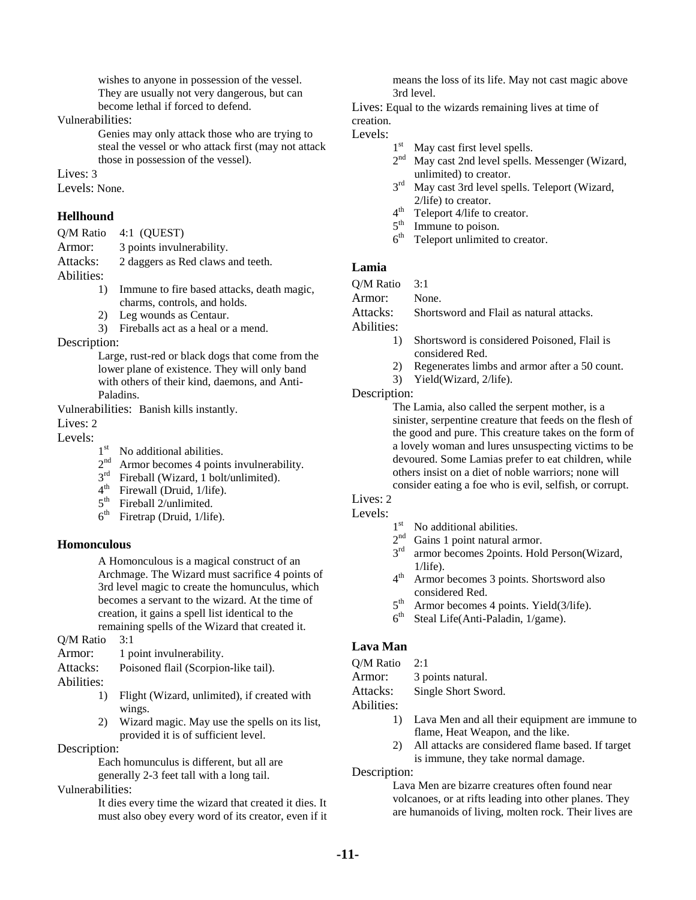wishes to anyone in possession of the vessel. They are usually not very dangerous, but can become lethal if forced to defend.

Vulnerabilities:

Genies may only attack those who are trying to steal the vessel or who attack first (may not attack those in possession of the vessel).

Lives: 3

Levels: None.

### Hellhound

Q/M Ratio 4:1 (QUEST)

Armor: 3 points invulnerability.

Attacks: 2 daggers as Red claws and teeth.

Abilities:

1) Immune to fire based attacks, death magic, charms, controls, and holds.
2) Leg wounds as Centaur.
3) Fireballs act as a heal or a mend.

Description:

Large, rust-red or black dogs that come from the lower plane of existence. They will only band with others of their kind, daemons, and Anti-Paladins.

Vulnerabilities: Banish kills instantly.

Lives: 2

Levels:

- 1st No additional abilities.
- 2nd Armor becomes 4 points invulnerability.
- 3rd Fireball (Wizard, 1 bolt/unlimited).
- 4th Firewall (Druid, 1/life).
- 5th Fireball 2/unlimited.
- 6th Firetrap (Druid, 1/life).

### Homonculous

A Homonculous is a magical construct of an Archmage. The Wizard must sacrifice 4 points of 3rd level magic to create the homunculus, which becomes a servant to the wizard. At the time of creation, it gains a spell list identical to the remaining spells of the Wizard that created it.

Q/M Ratio 3:1

Armor: 1 point invulnerability.

Attacks: Poisoned flail (Scorpion-like tail).

Abilities:

1) Flight (Wizard, unlimited), if created with wings.
2) Wizard magic. May use the spells on its list, provided it is of sufficient level.

Description:

Each homunculus is different, but all are generally 2-3 feet tall with a long tail.

Vulnerabilities:

It dies every time the wizard that created it dies. It must also obey every word of its creator, even if it means the loss of its life. May not cast magic above 3rd level.

Lives: Equal to the wizards remaining lives at time of creation.

Levels:

- 1st May cast first level spells.
- 2nd May cast 2nd level spells. Messenger (Wizard, unlimited) to creator.
- 3rd May cast 3rd level spells. Teleport (Wizard, 2/life) to creator.
- 4th Teleport 4/life to creator.
- 5th Immune to poison.
- 6th Teleport unlimited to creator.

### Lamia

Q/M Ratio 3:1

Armor: None.

Attacks: Shortsword and Flail as natural attacks.

Abilities:

1) Shortsword is considered Poisoned, Flail is considered Red.
2) Regenerates limbs and armor after a 50 count.
3) Yield(Wizard, 2/life).

Description:

The Lamia, also called the serpent mother, is a sinister, serpentine creature that feeds on the flesh of the good and pure. This creature takes on the form of a lovely woman and lures unsuspecting victims to be devoured. Some Lamias prefer to eat children, while others insist on a diet of noble warriors; none will consider eating a foe who is evil, selfish, or corrupt.

Lives: 2

Levels:

- 1st No additional abilities.
- 2nd Gains 1 point natural armor.
- 3rd armor becomes 2points. Hold Person(Wizard, 1/life).
- 4th Armor becomes 3 points. Shortsword also considered Red.
- 5th Armor becomes 4 points. Yield(3/life).
- 6th Steal Life(Anti-Paladin, 1/game).

### Lava Man

Q/M Ratio 2:1

Armor: 3 points natural.

Attacks: Single Short Sword.

Abilities:

1) Lava Men and all their equipment are immune to flame, Heat Weapon, and the like.
2) All attacks are considered flame based. If target is immune, they take normal damage.

Description:

Lava Men are bizarre creatures often found near volcanoes, or at rifts leading into other planes. They are humanoids of living, molten rock. Their lives are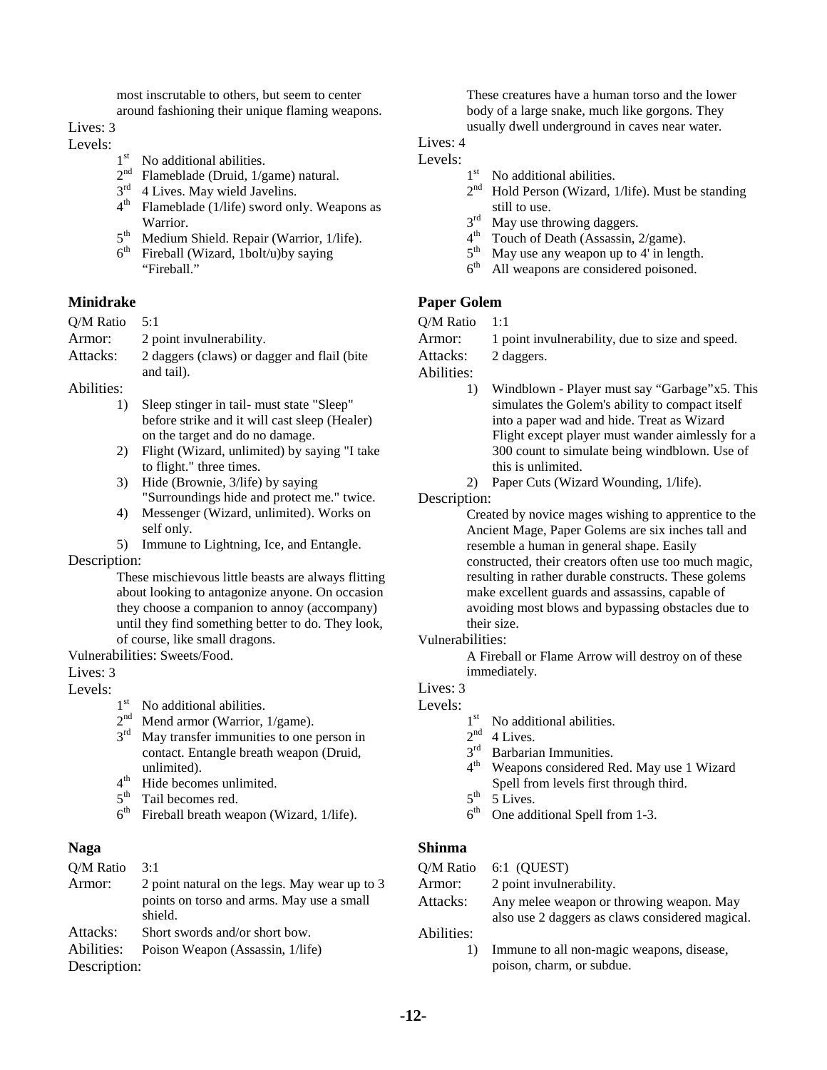most inscrutable to others, but seem to center around fashioning their unique flaming weapons.

Lives: 3

Levels:

- 1st No additional abilities.
- 2nd Flameblade (Druid, 1/game) natural.
- 3rd 4 Lives. May wield Javelins.
- 4th Flameblade (1/life) sword only. Weapons as Warrior.
- 5th Medium Shield. Repair (Warrior, 1/life).
- 6th Fireball (Wizard, 1bolt/u)by saying "Fireball."

### Minidrake

Q/M Ratio: 5:1

Armor: 2 point invulnerability.

Attacks: 2 daggers (claws) or dagger and flail (bite and tail).

Abilities:

1) Sleep stinger in tail- must state "Sleep" before strike and it will cast sleep (Healer) on the target and do no damage.
2) Flight (Wizard, unlimited) by saying "I take to flight." three times.
3) Hide (Brownie, 3/life) by saying "Surroundings hide and protect me." twice.
4) Messenger (Wizard, unlimited). Works on self only.
5) Immune to Lightning, Ice, and Entangle.

Description:

These mischievous little beasts are always flitting about looking to antagonize anyone. On occasion they choose a companion to annoy (accompany) until they find something better to do. They look, of course, like small dragons.

Vulnerabilities: Sweets/Food.

Lives: 3

Levels:

- 1st No additional abilities.
- 2nd Mend armor (Warrior, 1/game).
- 3rd May transfer immunities to one person in contact. Entangle breath weapon (Druid, unlimited).
- 4th Hide becomes unlimited.
- 5th Tail becomes red.
- 6th Fireball breath weapon (Wizard, 1/life).

### Naga

Q/M Ratio: 3:1

Armor: 2 point natural on the legs. May wear up to 3 points on torso and arms. May use a small shield.

Attacks: Short swords and/or short bow.

Abilities: Poison Weapon (Assassin, 1/life)

Description:

These creatures have a human torso and the lower body of a large snake, much like gorgons. They usually dwell underground in caves near water.

Lives: 4

Levels:

- 1st No additional abilities.
- 2nd Hold Person (Wizard, 1/life). Must be standing still to use.
- 3rd May use throwing daggers.
- 4th Touch of Death (Assassin, 2/game).
- 5th May use any weapon up to 4' in length.
- 6th All weapons are considered poisoned.

### Paper Golem

Q/M Ratio: 1:1

Armor: 1 point invulnerability, due to size and speed.

Attacks: 2 daggers.

Abilities:

1) Windblown - Player must say "Garbage"x5. This simulates the Golem's ability to compact itself into a paper wad and hide. Treat as Wizard Flight except player must wander aimlessly for a 300 count to simulate being windblown. Use of this is unlimited.
2) Paper Cuts (Wizard Wounding, 1/life).

Description:

Created by novice mages wishing to apprentice to the Ancient Mage, Paper Golems are six inches tall and resemble a human in general shape. Easily constructed, their creators often use too much magic, resulting in rather durable constructs. These golems make excellent guards and assassins, capable of avoiding most blows and bypassing obstacles due to their size.

Vulnerabilities:

A Fireball or Flame Arrow will destroy on of these immediately.

Lives: 3

Levels:

- 1st No additional abilities.
- 2nd 4 Lives.
- 3rd Barbarian Immunities.
- 4th Weapons considered Red. May use 1 Wizard Spell from levels first through third.
- 5th 5 Lives.
- 6th One additional Spell from 1-3.

### Shinma

Q/M Ratio: 6:1 (QUEST)

Armor: 2 point invulnerability.

Attacks: Any melee weapon or throwing weapon. May also use 2 daggers as claws considered magical.

Abilities:

1) Immune to all non-magic weapons, disease, poison, charm, or subdue.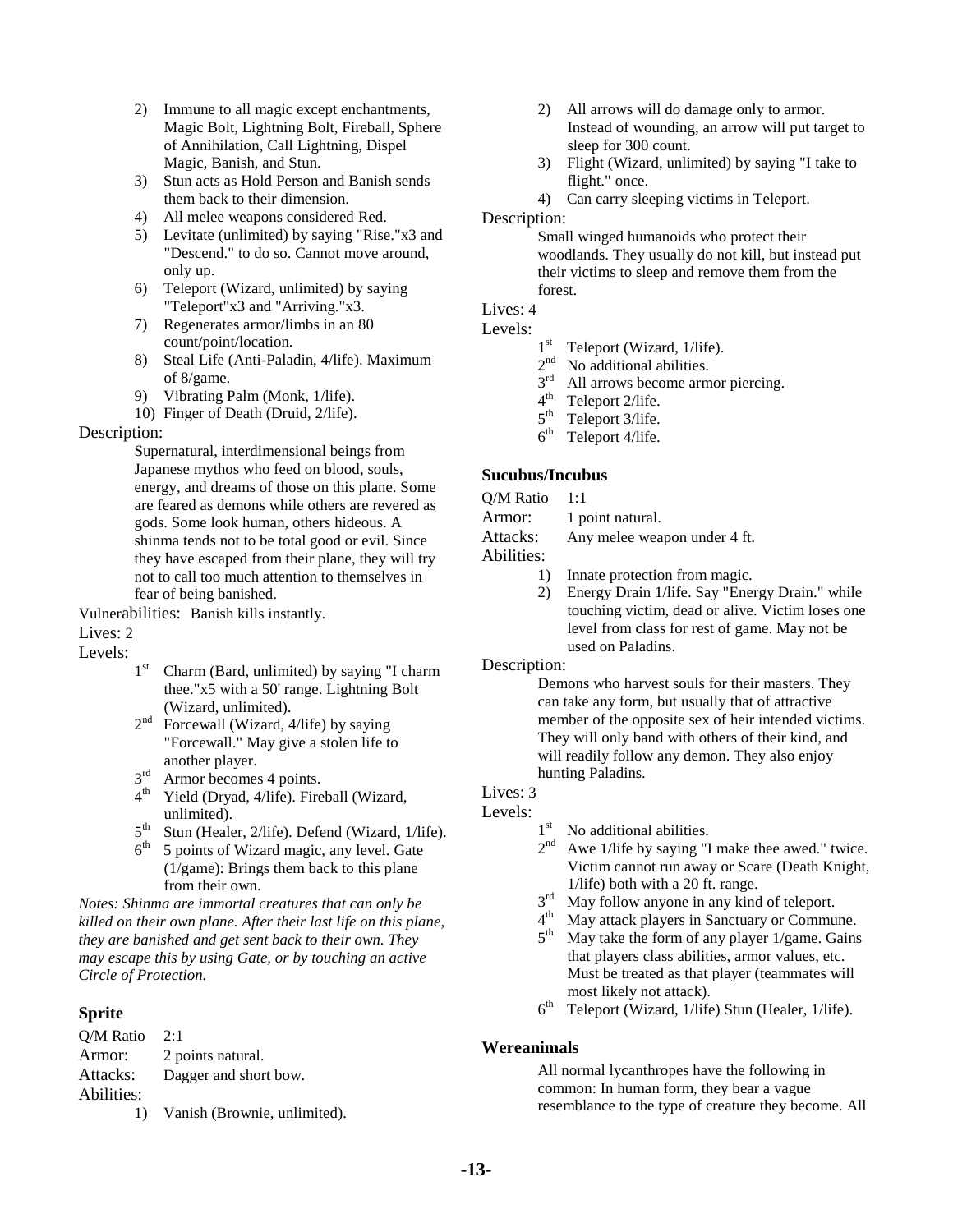2) Immune to all magic except enchantments, Magic Bolt, Lightning Bolt, Fireball, Sphere of Annihilation, Call Lightning, Dispel Magic, Banish, and Stun.
3) Stun acts as Hold Person and Banish sends them back to their dimension.
4) All melee weapons considered Red.
5) Levitate (unlimited) by saying "Rise."x3 and "Descend." to do so. Cannot move around, only up.
6) Teleport (Wizard, unlimited) by saying "Teleport"x3 and "Arriving."x3.
7) Regenerates armor/limbs in an 80 count/point/location.
8) Steal Life (Anti-Paladin, 4/life). Maximum of 8/game.
9) Vibrating Palm (Monk, 1/life).
10) Finger of Death (Druid, 2/life).

Description:

Supernatural, interdimensional beings from Japanese mythos who feed on blood, souls, energy, and dreams of those on this plane. Some are feared as demons while others are revered as gods. Some look human, others hideous. A shinma tends not to be total good or evil. Since they have escaped from their plane, they will try not to call too much attention to themselves in fear of being banished.

Vulnerabilities: Banish kills instantly.

Lives: 2

Levels:

- 1st Charm (Bard, unlimited) by saying "I charm thee."x5 with a 50' range. Lightning Bolt (Wizard, unlimited).
- 2nd Forcewall (Wizard, 4/life) by saying "Forcewall." May give a stolen life to another player.
- 3rd Armor becomes 4 points.
- 4th Yield (Dryad, 4/life). Fireball (Wizard, unlimited).
- 5th Stun (Healer, 2/life). Defend (Wizard, 1/life).
- 6th 5 points of Wizard magic, any level. Gate (1/game): Brings them back to this plane from their own.

*Notes: Shinma are immortal creatures that can only be killed on their own plane. After their last life on this plane, they are banished and get sent back to their own. They may escape this by using Gate, or by touching an active Circle of Protection.*

### Sprite

Q/M Ratio 2:1
Armor: 2 points natural.
Attacks: Dagger and short bow.
Abilities:

1) Vanish (Brownie, unlimited).
2) All arrows will do damage only to armor. Instead of wounding, an arrow will put target to sleep for 300 count.
3) Flight (Wizard, unlimited) by saying "I take to flight." once.
4) Can carry sleeping victims in Teleport.

Description:

Small winged humanoids who protect their woodlands. They usually do not kill, but instead put their victims to sleep and remove them from the forest.

Lives: 4

Levels:

- 1st Teleport (Wizard, 1/life).
- 2nd No additional abilities.
- 3rd All arrows become armor piercing.
- 4th Teleport 2/life.
- 5th Teleport 3/life.
- 6th Teleport 4/life.

### Sucubus/Incubus

Q/M Ratio 1:1
Armor: 1 point natural.
Attacks: Any melee weapon under 4 ft.
Abilities:

1) Innate protection from magic.
2) Energy Drain 1/life. Say "Energy Drain." while touching victim, dead or alive. Victim loses one level from class for rest of game. May not be used on Paladins.

Description:

Demons who harvest souls for their masters. They can take any form, but usually that of attractive member of the opposite sex of heir intended victims. They will only band with others of their kind, and will readily follow any demon. They also enjoy hunting Paladins.

Lives: 3

Levels:

- 1st No additional abilities.
- 2nd Awe 1/life by saying "I make thee awed." twice. Victim cannot run away or Scare (Death Knight, 1/life) both with a 20 ft. range.
- 3rd May follow anyone in any kind of teleport.
- 4th May attack players in Sanctuary or Commune.
- 5th May take the form of any player 1/game. Gains that players class abilities, armor values, etc. Must be treated as that player (teammates will most likely not attack).
- 6th Teleport (Wizard, 1/life) Stun (Healer, 1/life).

### Wereanimals

All normal lycanthropes have the following in common: In human form, they bear a vague resemblance to the type of creature they become. All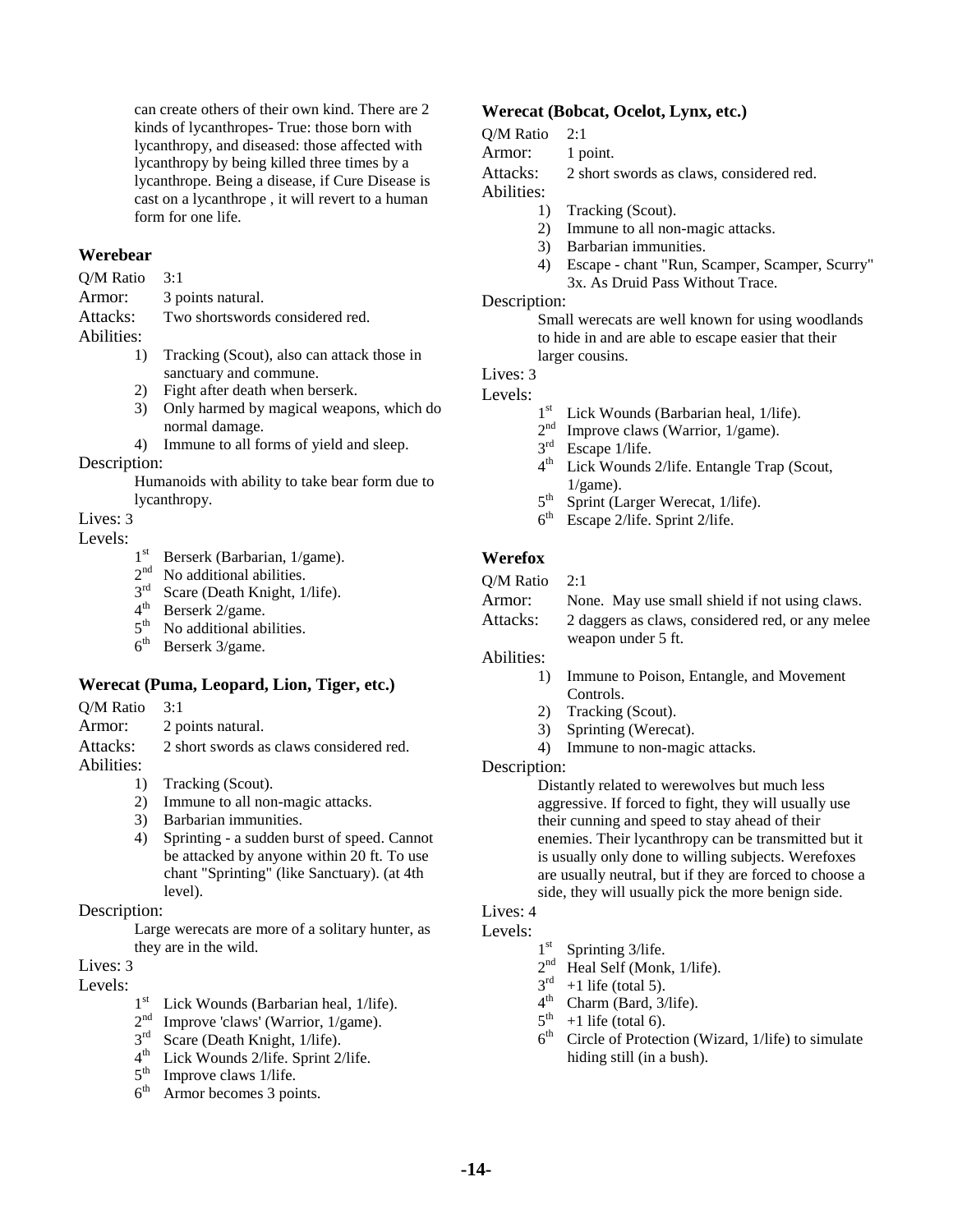can create others of their own kind. There are 2 kinds of lycanthropes- True: those born with lycanthropy, and diseased: those affected with lycanthropy by being killed three times by a lycanthrope. Being a disease, if Cure Disease is cast on a lycanthrope , it will revert to a human form for one life.

### Werebear

Q/M Ratio 3:1

Armor: 3 points natural.

Attacks: Two shortswords considered red.

Abilities:

1) Tracking (Scout), also can attack those in sanctuary and commune.
2) Fight after death when berserk.
3) Only harmed by magical weapons, which do normal damage.
4) Immune to all forms of yield and sleep.

Description:

Humanoids with ability to take bear form due to lycanthropy.

Lives: 3

Levels:

- 1st Berserk (Barbarian, 1/game).
- 2nd No additional abilities.
- 3rd Scare (Death Knight, 1/life).
- 4th Berserk 2/game.
- 5th No additional abilities.
- 6th Berserk 3/game.

### Werecat (Puma, Leopard, Lion, Tiger, etc.)

Q/M Ratio 3:1

Armor: 2 points natural.

Attacks: 2 short swords as claws considered red.

Abilities:

1) Tracking (Scout).
2) Immune to all non-magic attacks.
3) Barbarian immunities.
4) Sprinting - a sudden burst of speed. Cannot be attacked by anyone within 20 ft. To use chant "Sprinting" (like Sanctuary). (at 4th level).

Description:

Large werecats are more of a solitary hunter, as they are in the wild.

Lives: 3

Levels:

- 1st Lick Wounds (Barbarian heal, 1/life).
- 2nd Improve 'claws' (Warrior, 1/game).
- 3rd Scare (Death Knight, 1/life).
- 4th Lick Wounds 2/life. Sprint 2/life.
- 5th Improve claws 1/life.
- 6th Armor becomes 3 points.

### Werecat (Bobcat, Ocelot, Lynx, etc.)

Q/M Ratio 2:1

Armor: 1 point.

Attacks: 2 short swords as claws, considered red.

Abilities:

1) Tracking (Scout).
2) Immune to all non-magic attacks.
3) Barbarian immunities.
4) Escape - chant "Run, Scamper, Scamper, Scurry" 3x. As Druid Pass Without Trace.

Description:

Small werecats are well known for using woodlands to hide in and are able to escape easier that their larger cousins.

Lives: 3

Levels:

- 1st Lick Wounds (Barbarian heal, 1/life).
- 2nd Improve claws (Warrior, 1/game).
- 3rd Escape 1/life.
- 4th Lick Wounds 2/life. Entangle Trap (Scout, 1/game).
- 5th Sprint (Larger Werecat, 1/life).
- 6th Escape 2/life. Sprint 2/life.

### Werefox

Q/M Ratio 2:1

Armor: None. May use small shield if not using claws.

Attacks: 2 daggers as claws, considered red, or any melee weapon under 5 ft.

Abilities:

1) Immune to Poison, Entangle, and Movement Controls.
2) Tracking (Scout).
3) Sprinting (Werecat).
4) Immune to non-magic attacks.

Description:

Distantly related to werewolves but much less aggressive. If forced to fight, they will usually use their cunning and speed to stay ahead of their enemies. Their lycanthropy can be transmitted but it is usually only done to willing subjects. Werefoxes are usually neutral, but if they are forced to choose a side, they will usually pick the more benign side.

Lives: 4

Levels:

- 1st Sprinting 3/life.
- 2nd Heal Self (Monk, 1/life).
- 3rd +1 life (total 5).
- 4th Charm (Bard, 3/life).
- 5th +1 life (total 6).
- 6th Circle of Protection (Wizard, 1/life) to simulate hiding still (in a bush).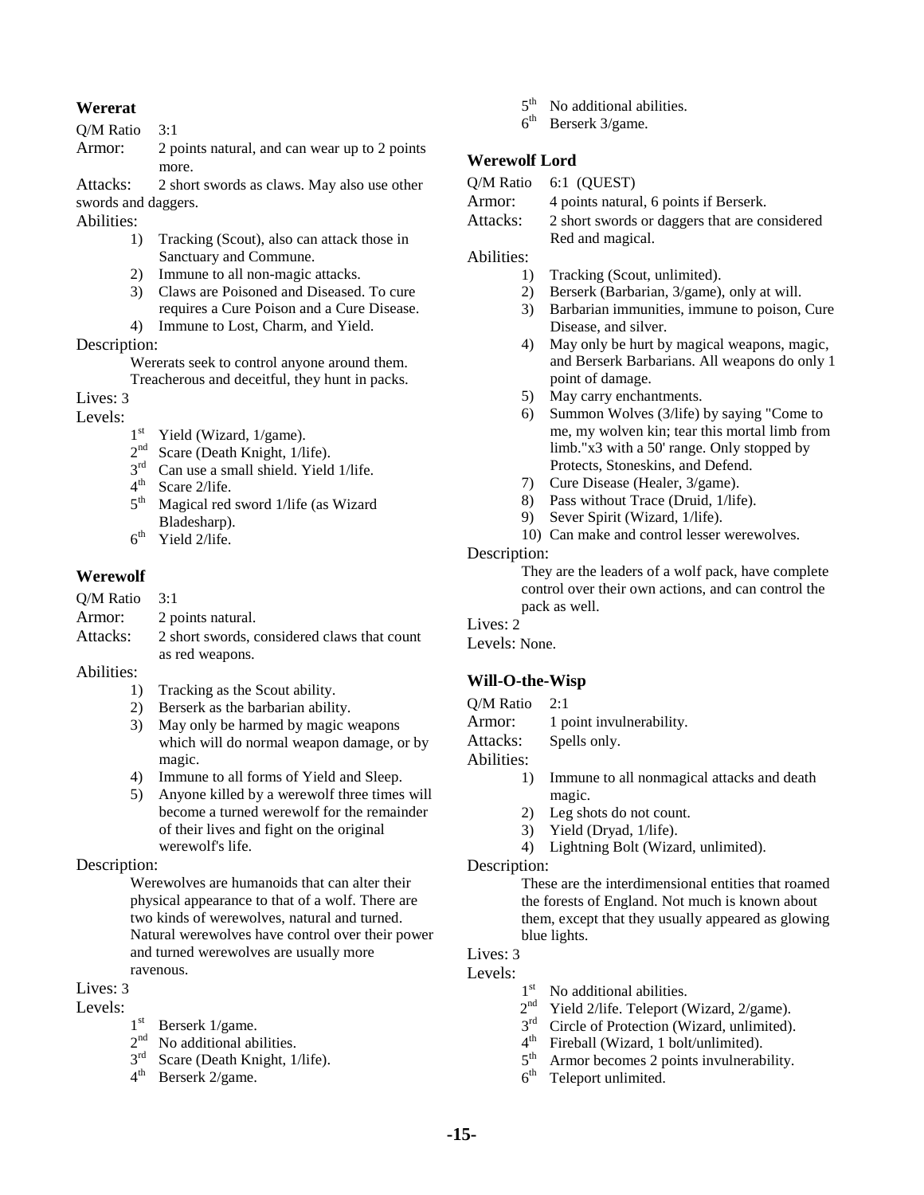### Wererat

Q/M Ratio 3:1

Armor: 2 points natural, and can wear up to 2 points more.

Attacks: 2 short swords as claws. May also use other swords and daggers.

Abilities:

1) Tracking (Scout), also can attack those in Sanctuary and Commune.
2) Immune to all non-magic attacks.
3) Claws are Poisoned and Diseased. To cure requires a Cure Poison and a Cure Disease.
4) Immune to Lost, Charm, and Yield.

Description:

Wererats seek to control anyone around them. Treacherous and deceitful, they hunt in packs.

Lives: 3

Levels:

- 1st Yield (Wizard, 1/game).
- 2nd Scare (Death Knight, 1/life).
- 3rd Can use a small shield. Yield 1/life.
- 4th Scare 2/life.
- 5th Magical red sword 1/life (as Wizard Bladesharp).
- 6th Yield 2/life.

### Werewolf

Q/M Ratio 3:1

Armor: 2 points natural.

Attacks: 2 short swords, considered claws that count as red weapons.

Abilities:

1) Tracking as the Scout ability.
2) Berserk as the barbarian ability.
3) May only be harmed by magic weapons which will do normal weapon damage, or by magic.
4) Immune to all forms of Yield and Sleep.
5) Anyone killed by a werewolf three times will become a turned werewolf for the remainder of their lives and fight on the original werewolf's life.

Description:

Werewolves are humanoids that can alter their physical appearance to that of a wolf. There are two kinds of werewolves, natural and turned. Natural werewolves have control over their power and turned werewolves are usually more ravenous.

Lives: 3

Levels:

- 1st Berserk 1/game.
- 2nd No additional abilities.
- 3rd Scare (Death Knight, 1/life).
- 4th Berserk 2/game.
- 5th No additional abilities.
- 6th Berserk 3/game.

### Werewolf Lord

Q/M Ratio 6:1 (QUEST)

Armor: 4 points natural, 6 points if Berserk.

Attacks: 2 short swords or daggers that are considered Red and magical.

Abilities:

1) Tracking (Scout, unlimited).
2) Berserk (Barbarian, 3/game), only at will.
3) Barbarian immunities, immune to poison, Cure Disease, and silver.
4) May only be hurt by magical weapons, magic, and Berserk Barbarians. All weapons do only 1 point of damage.
5) May carry enchantments.
6) Summon Wolves (3/life) by saying "Come to me, my wolven kin; tear this mortal limb from limb."x3 with a 50' range. Only stopped by Protects, Stoneskins, and Defend.
7) Cure Disease (Healer, 3/game).
8) Pass without Trace (Druid, 1/life).
9) Sever Spirit (Wizard, 1/life).
10) Can make and control lesser werewolves.

Description:

They are the leaders of a wolf pack, have complete control over their own actions, and can control the pack as well.

Lives: 2

Levels: None.

### Will-O-the-Wisp

Q/M Ratio 2:1

Armor: 1 point invulnerability.

Attacks: Spells only.

Abilities:

1) Immune to all nonmagical attacks and death magic.
2) Leg shots do not count.
3) Yield (Dryad, 1/life).
4) Lightning Bolt (Wizard, unlimited).

Description:

These are the interdimensional entities that roamed the forests of England. Not much is known about them, except that they usually appeared as glowing blue lights.

Lives: 3

Levels:

- 1st No additional abilities.
- 2nd Yield 2/life. Teleport (Wizard, 2/game).
- 3rd Circle of Protection (Wizard, unlimited).
- 4th Fireball (Wizard, 1 bolt/unlimited).
- 5th Armor becomes 2 points invulnerability.
- 6th Teleport unlimited.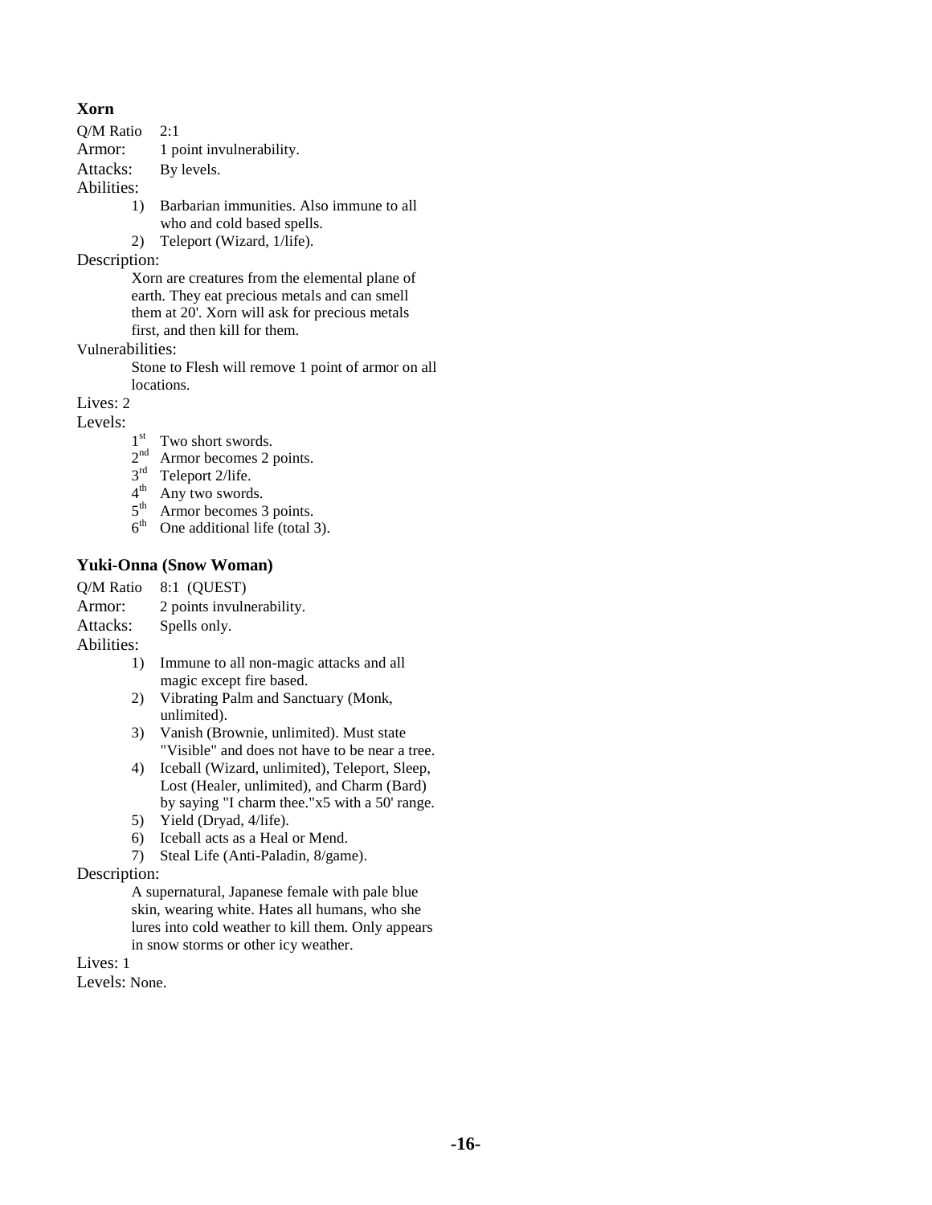### Xorn

Q/M Ratio 2:1

Armor: 1 point invulnerability.

Attacks: By levels.

Abilities:

1) Barbarian immunities. Also immune to all who and cold based spells.
2) Teleport (Wizard, 1/life).

Description:

Xorn are creatures from the elemental plane of earth. They eat precious metals and can smell them at 20'. Xorn will ask for precious metals first, and then kill for them.

Vulnerabilities:

Stone to Flesh will remove 1 point of armor on all locations.

Lives: 2

Levels:

- 1st Two short swords.
- 2nd Armor becomes 2 points.
- 3rd Teleport 2/life.
- 4th Any two swords.
- 5th Armor becomes 3 points.
- 6th One additional life (total 3).

### Yuki-Onna (Snow Woman)

Q/M Ratio 8:1 (QUEST)

Armor: 2 points invulnerability.

Attacks: Spells only.

Abilities:

1) Immune to all non-magic attacks and all magic except fire based.
2) Vibrating Palm and Sanctuary (Monk, unlimited).
3) Vanish (Brownie, unlimited). Must state "Visible" and does not have to be near a tree.
4) Iceball (Wizard, unlimited), Teleport, Sleep, Lost (Healer, unlimited), and Charm (Bard) by saying "I charm thee."x5 with a 50' range.
5) Yield (Dryad, 4/life).
6) Iceball acts as a Heal or Mend.
7) Steal Life (Anti-Paladin, 8/game).

Description:

A supernatural, Japanese female with pale blue skin, wearing white. Hates all humans, who she lures into cold weather to kill them. Only appears in snow storms or other icy weather.

Lives: 1

Levels: None.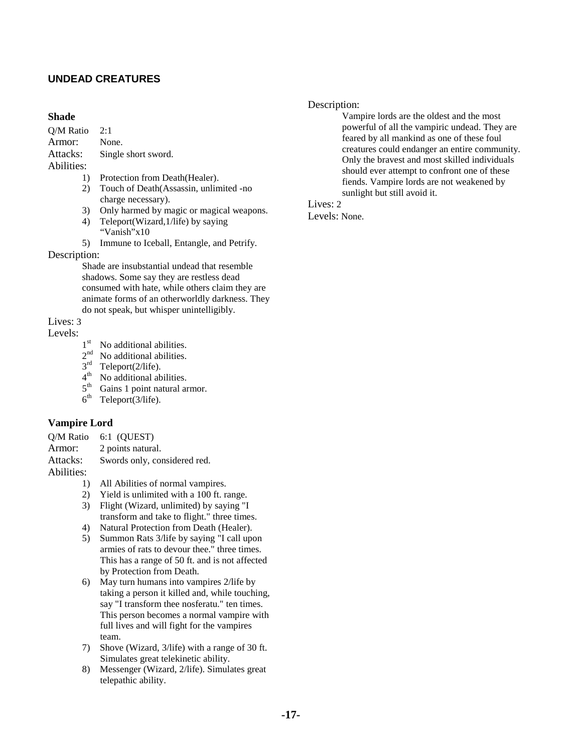## UNDEAD CREATURES

### Shade

Q/M Ratio 2:1
Armor: None.
Attacks: Single short sword.
Abilities:

1) Protection from Death(Healer).
2) Touch of Death(Assassin, unlimited -no charge necessary).
3) Only harmed by magic or magical weapons.
4) Teleport(Wizard,1/life) by saying "Vanish"x10
5) Immune to Iceball, Entangle, and Petrify.

Description:

Shade are insubstantial undead that resemble shadows. Some say they are restless dead consumed with hate, while others claim they are animate forms of an otherworldly darkness. They do not speak, but whisper unintelligibly.

Lives: 3
Levels:

1st No additional abilities.
2nd No additional abilities.
3rd Teleport(2/life).
4th No additional abilities.
5th Gains 1 point natural armor.
6th Teleport(3/life).

### Vampire Lord

Q/M Ratio 6:1 (QUEST)
Armor: 2 points natural.
Attacks: Swords only, considered red.
Abilities:

1) All Abilities of normal vampires.
2) Yield is unlimited with a 100 ft. range.
3) Flight (Wizard, unlimited) by saying "I transform and take to flight." three times.
4) Natural Protection from Death (Healer).
5) Summon Rats 3/life by saying "I call upon armies of rats to devour thee." three times. This has a range of 50 ft. and is not affected by Protection from Death.
6) May turn humans into vampires 2/life by taking a person it killed and, while touching, say "I transform thee nosferatu." ten times. This person becomes a normal vampire with full lives and will fight for the vampires team.
7) Shove (Wizard, 3/life) with a range of 30 ft. Simulates great telekinetic ability.
8) Messenger (Wizard, 2/life). Simulates great telepathic ability.

Description:

Vampire lords are the oldest and the most powerful of all the vampiric undead. They are feared by all mankind as one of these foul creatures could endanger an entire community. Only the bravest and most skilled individuals should ever attempt to confront one of these fiends. Vampire lords are not weakened by sunlight but still avoid it.

Lives: 2
Levels: None.